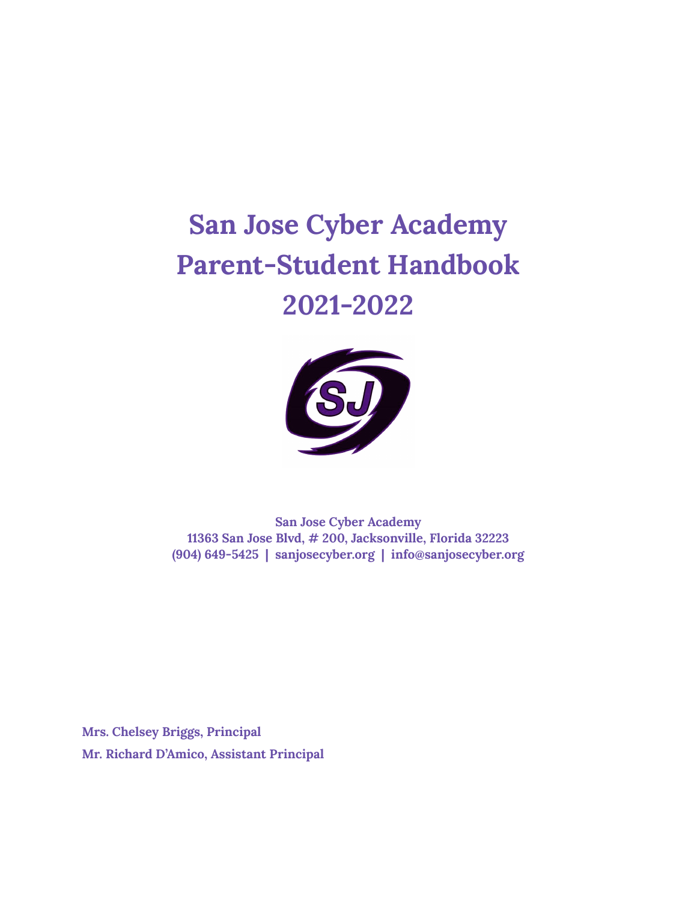# San Jose Cyber Academy Parent-Student Handbook 2021-2022

**San Jose Cyber Academy**
**11363 San Jose Blvd, # 200, Jacksonville, Florida 32223**
**(904) 649-5425 | sanjosecyber.org | info@sanjosecyber.org**

**Mrs. Chelsey Briggs, Principal**

**Mr. Richard D'Amico, Assistant Principal**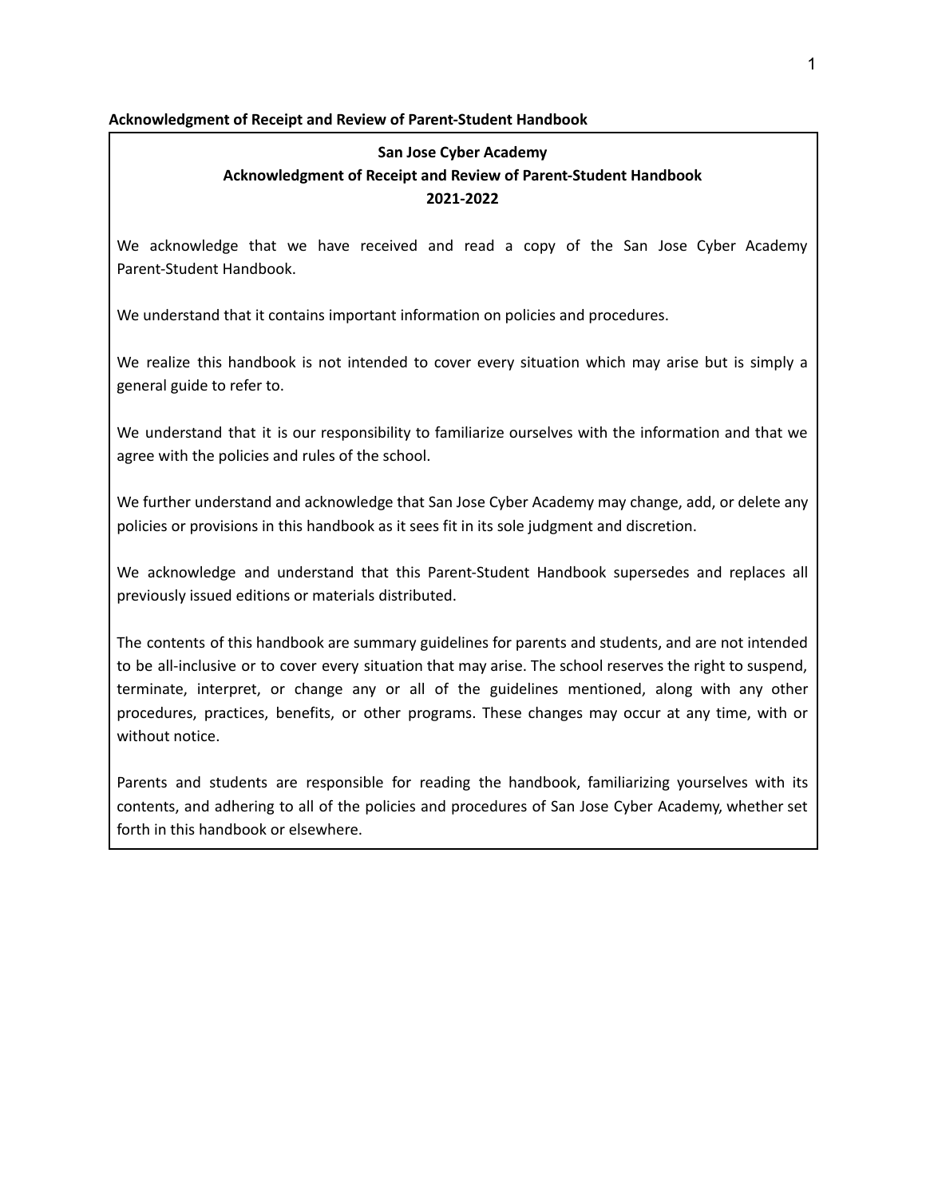**Acknowledgment of Receipt and Review of Parent-Student Handbook**

**San Jose Cyber Academy**
**Acknowledgment of Receipt and Review of Parent-Student Handbook**
**2021-2022**

We acknowledge that we have received and read a copy of the San Jose Cyber Academy Parent-Student Handbook.

We understand that it contains important information on policies and procedures.

We realize this handbook is not intended to cover every situation which may arise but is simply a general guide to refer to.

We understand that it is our responsibility to familiarize ourselves with the information and that we agree with the policies and rules of the school.

We further understand and acknowledge that San Jose Cyber Academy may change, add, or delete any policies or provisions in this handbook as it sees fit in its sole judgment and discretion.

We acknowledge and understand that this Parent-Student Handbook supersedes and replaces all previously issued editions or materials distributed.

The contents of this handbook are summary guidelines for parents and students, and are not intended to be all-inclusive or to cover every situation that may arise. The school reserves the right to suspend, terminate, interpret, or change any or all of the guidelines mentioned, along with any other procedures, practices, benefits, or other programs. These changes may occur at any time, with or without notice.

Parents and students are responsible for reading the handbook, familiarizing yourselves with its contents, and adhering to all of the policies and procedures of San Jose Cyber Academy, whether set forth in this handbook or elsewhere.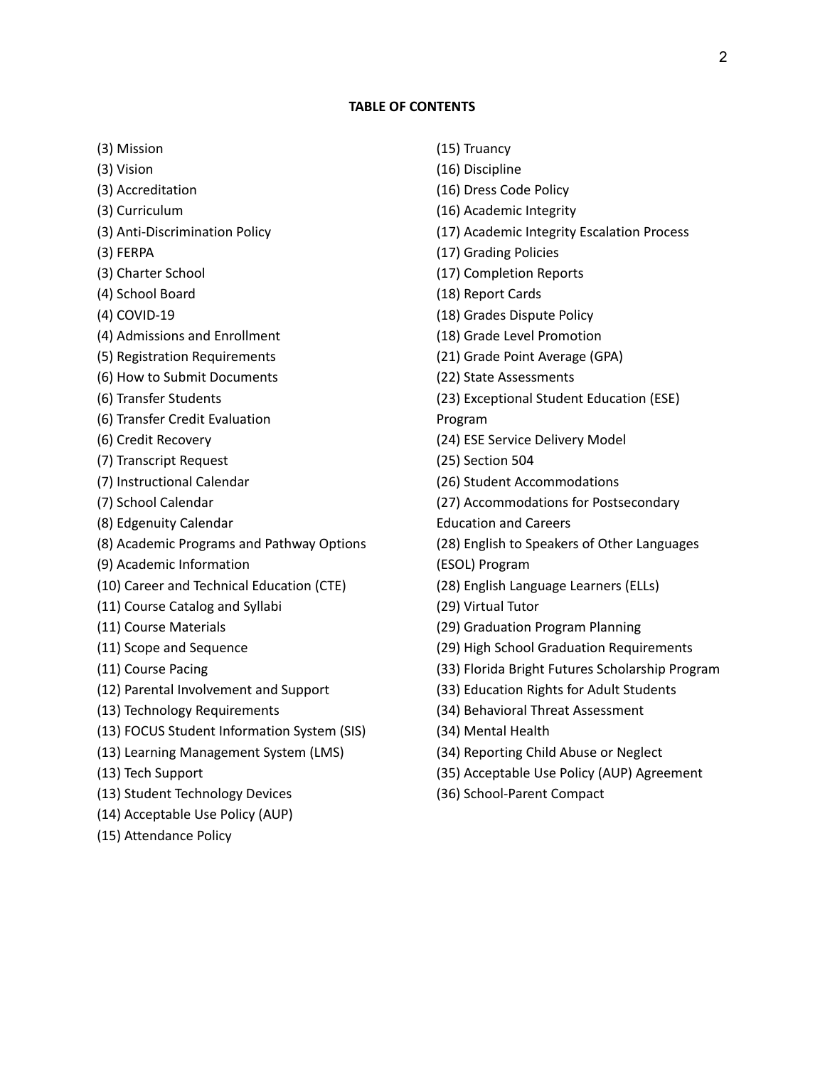**TABLE OF CONTENTS**

(3) Mission
(3) Vision
(3) Accreditation
(3) Curriculum
(3) Anti-Discrimination Policy
(3) FERPA
(3) Charter School
(4) School Board
(4) COVID-19
(4) Admissions and Enrollment
(5) Registration Requirements
(6) How to Submit Documents
(6) Transfer Students
(6) Transfer Credit Evaluation
(6) Credit Recovery
(7) Transcript Request
(7) Instructional Calendar
(7) School Calendar
(8) Edgenuity Calendar
(8) Academic Programs and Pathway Options
(9) Academic Information
(10) Career and Technical Education (CTE)
(11) Course Catalog and Syllabi
(11) Course Materials
(11) Scope and Sequence
(11) Course Pacing
(12) Parental Involvement and Support
(13) Technology Requirements
(13) FOCUS Student Information System (SIS)
(13) Learning Management System (LMS)
(13) Tech Support
(13) Student Technology Devices
(14) Acceptable Use Policy (AUP)
(15) Attendance Policy
(15) Truancy
(16) Discipline
(16) Dress Code Policy
(16) Academic Integrity
(17) Academic Integrity Escalation Process
(17) Grading Policies
(17) Completion Reports
(18) Report Cards
(18) Grades Dispute Policy
(18) Grade Level Promotion
(21) Grade Point Average (GPA)
(22) State Assessments
(23) Exceptional Student Education (ESE) Program
(24) ESE Service Delivery Model
(25) Section 504
(26) Student Accommodations
(27) Accommodations for Postsecondary Education and Careers
(28) English to Speakers of Other Languages (ESOL) Program
(28) English Language Learners (ELLs)
(29) Virtual Tutor
(29) Graduation Program Planning
(29) High School Graduation Requirements
(33) Florida Bright Futures Scholarship Program
(33) Education Rights for Adult Students
(34) Behavioral Threat Assessment
(34) Mental Health
(34) Reporting Child Abuse or Neglect
(35) Acceptable Use Policy (AUP) Agreement
(36) School-Parent Compact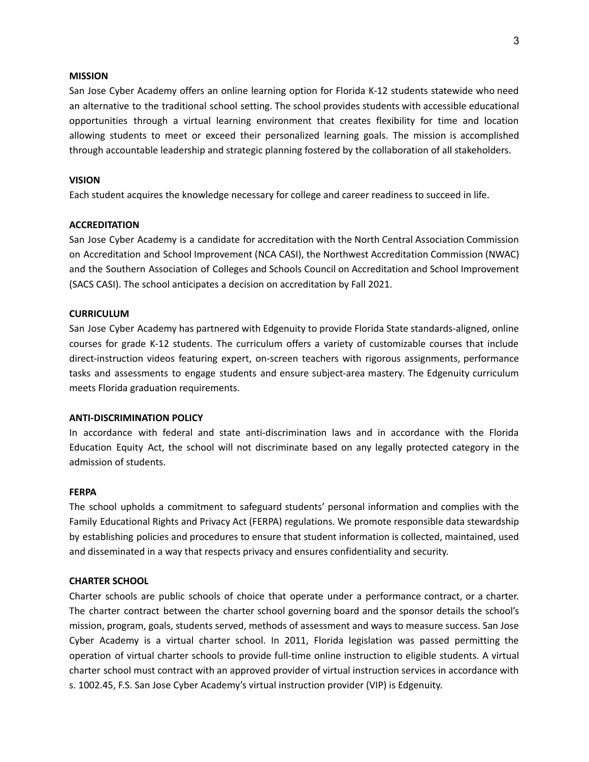## MISSION

San Jose Cyber Academy offers an online learning option for Florida K-12 students statewide who need an alternative to the traditional school setting. The school provides students with accessible educational opportunities through a virtual learning environment that creates flexibility for time and location allowing students to meet or exceed their personalized learning goals. The mission is accomplished through accountable leadership and strategic planning fostered by the collaboration of all stakeholders.

## VISION

Each student acquires the knowledge necessary for college and career readiness to succeed in life.

## ACCREDITATION

San Jose Cyber Academy is a candidate for accreditation with the North Central Association Commission on Accreditation and School Improvement (NCA CASI), the Northwest Accreditation Commission (NWAC) and the Southern Association of Colleges and Schools Council on Accreditation and School Improvement (SACS CASI). The school anticipates a decision on accreditation by Fall 2021.

## CURRICULUM

San Jose Cyber Academy has partnered with Edgenuity to provide Florida State standards-aligned, online courses for grade K-12 students. The curriculum offers a variety of customizable courses that include direct-instruction videos featuring expert, on-screen teachers with rigorous assignments, performance tasks and assessments to engage students and ensure subject-area mastery. The Edgenuity curriculum meets Florida graduation requirements.

## ANTI-DISCRIMINATION POLICY

In accordance with federal and state anti-discrimination laws and in accordance with the Florida Education Equity Act, the school will not discriminate based on any legally protected category in the admission of students.

## FERPA

The school upholds a commitment to safeguard students' personal information and complies with the Family Educational Rights and Privacy Act (FERPA) regulations. We promote responsible data stewardship by establishing policies and procedures to ensure that student information is collected, maintained, used and disseminated in a way that respects privacy and ensures confidentiality and security.

## CHARTER SCHOOL

Charter schools are public schools of choice that operate under a performance contract, or a charter. The charter contract between the charter school governing board and the sponsor details the school's mission, program, goals, students served, methods of assessment and ways to measure success. San Jose Cyber Academy is a virtual charter school. In 2011, Florida legislation was passed permitting the operation of virtual charter schools to provide full-time online instruction to eligible students. A virtual charter school must contract with an approved provider of virtual instruction services in accordance with s. 1002.45, F.S. San Jose Cyber Academy's virtual instruction provider (VIP) is Edgenuity.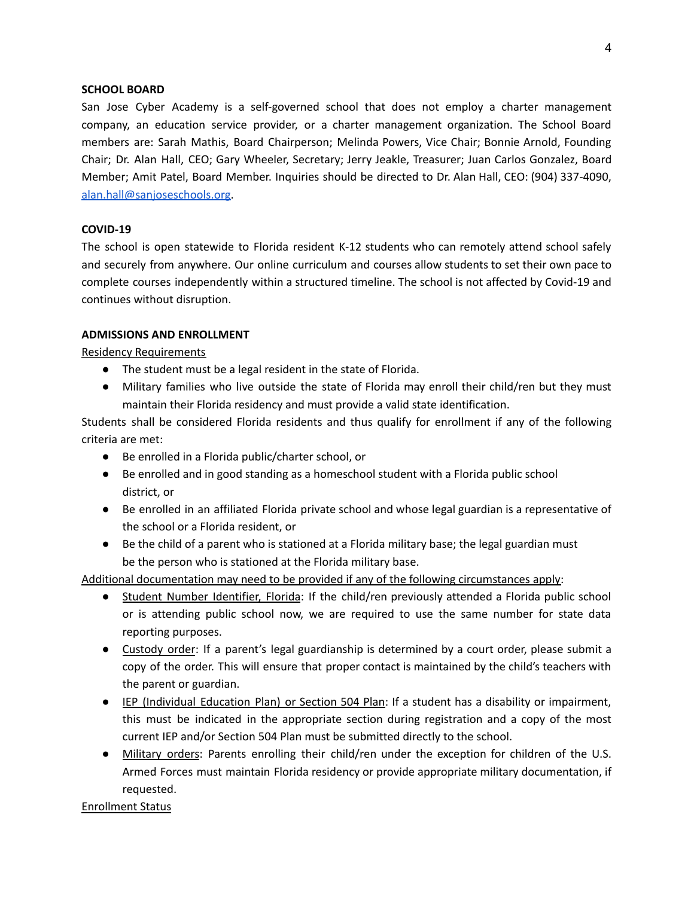**SCHOOL BOARD**

San Jose Cyber Academy is a self-governed school that does not employ a charter management company, an education service provider, or a charter management organization. The School Board members are: Sarah Mathis, Board Chairperson; Melinda Powers, Vice Chair; Bonnie Arnold, Founding Chair; Dr. Alan Hall, CEO; Gary Wheeler, Secretary; Jerry Jeakle, Treasurer; Juan Carlos Gonzalez, Board Member; Amit Patel, Board Member. Inquiries should be directed to Dr. Alan Hall, CEO: (904) 337-4090, alan.hall@sanjoseschools.org.

**COVID-19**

The school is open statewide to Florida resident K-12 students who can remotely attend school safely and securely from anywhere. Our online curriculum and courses allow students to set their own pace to complete courses independently within a structured timeline. The school is not affected by Covid-19 and continues without disruption.

**ADMISSIONS AND ENROLLMENT**

Residency Requirements

- The student must be a legal resident in the state of Florida.
- Military families who live outside the state of Florida may enroll their child/ren but they must maintain their Florida residency and must provide a valid state identification.

Students shall be considered Florida residents and thus qualify for enrollment if any of the following criteria are met:

- Be enrolled in a Florida public/charter school, or
- Be enrolled and in good standing as a homeschool student with a Florida public school district, or
- Be enrolled in an affiliated Florida private school and whose legal guardian is a representative of the school or a Florida resident, or
- Be the child of a parent who is stationed at a Florida military base; the legal guardian must be the person who is stationed at the Florida military base.

Additional documentation may need to be provided if any of the following circumstances apply:

- Student Number Identifier, Florida: If the child/ren previously attended a Florida public school or is attending public school now, we are required to use the same number for state data reporting purposes.
- Custody order: If a parent's legal guardianship is determined by a court order, please submit a copy of the order. This will ensure that proper contact is maintained by the child's teachers with the parent or guardian.
- IEP (Individual Education Plan) or Section 504 Plan: If a student has a disability or impairment, this must be indicated in the appropriate section during registration and a copy of the most current IEP and/or Section 504 Plan must be submitted directly to the school.
- Military orders: Parents enrolling their child/ren under the exception for children of the U.S. Armed Forces must maintain Florida residency or provide appropriate military documentation, if requested.

Enrollment Status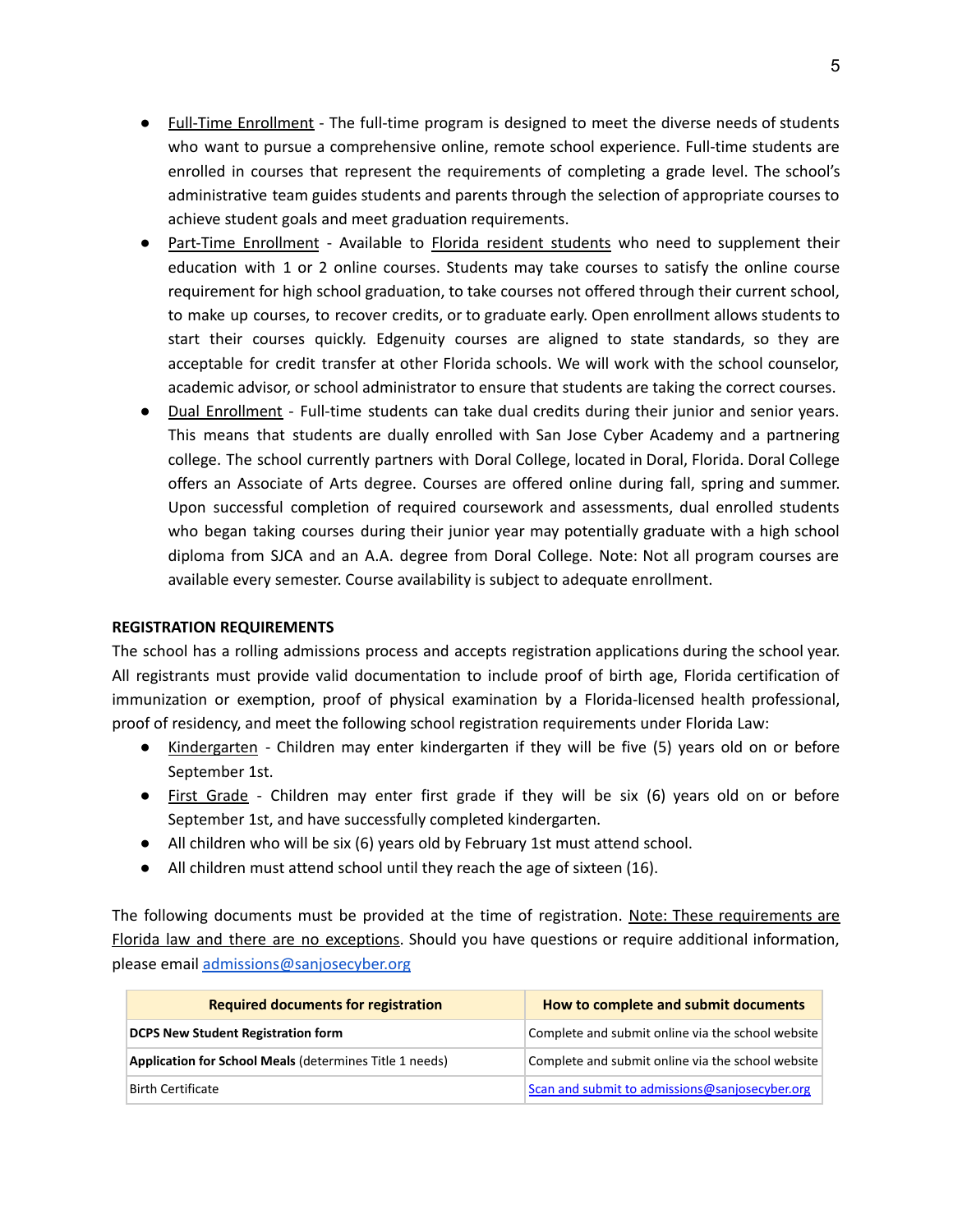- Full-Time Enrollment - The full-time program is designed to meet the diverse needs of students who want to pursue a comprehensive online, remote school experience. Full-time students are enrolled in courses that represent the requirements of completing a grade level. The school's administrative team guides students and parents through the selection of appropriate courses to achieve student goals and meet graduation requirements.
- Part-Time Enrollment - Available to Florida resident students who need to supplement their education with 1 or 2 online courses. Students may take courses to satisfy the online course requirement for high school graduation, to take courses not offered through their current school, to make up courses, to recover credits, or to graduate early. Open enrollment allows students to start their courses quickly. Edgenuity courses are aligned to state standards, so they are acceptable for credit transfer at other Florida schools. We will work with the school counselor, academic advisor, or school administrator to ensure that students are taking the correct courses.
- Dual Enrollment - Full-time students can take dual credits during their junior and senior years. This means that students are dually enrolled with San Jose Cyber Academy and a partnering college. The school currently partners with Doral College, located in Doral, Florida. Doral College offers an Associate of Arts degree. Courses are offered online during fall, spring and summer. Upon successful completion of required coursework and assessments, dual enrolled students who began taking courses during their junior year may potentially graduate with a high school diploma from SJCA and an A.A. degree from Doral College. Note: Not all program courses are available every semester. Course availability is subject to adequate enrollment.

**REGISTRATION REQUIREMENTS**

The school has a rolling admissions process and accepts registration applications during the school year. All registrants must provide valid documentation to include proof of birth age, Florida certification of immunization or exemption, proof of physical examination by a Florida-licensed health professional, proof of residency, and meet the following school registration requirements under Florida Law:

- Kindergarten - Children may enter kindergarten if they will be five (5) years old on or before September 1st.
- First Grade - Children may enter first grade if they will be six (6) years old on or before September 1st, and have successfully completed kindergarten.
- All children who will be six (6) years old by February 1st must attend school.
- All children must attend school until they reach the age of sixteen (16).

The following documents must be provided at the time of registration. Note: These requirements are Florida law and there are no exceptions. Should you have questions or require additional information, please email admissions@sanjosecyber.org

| Required documents for registration | How to complete and submit documents |
|---|---|
| **DCPS New Student Registration form** | Complete and submit online via the school website |
| **Application for School Meals** (determines Title 1 needs) | Complete and submit online via the school website |
| Birth Certificate | Scan and submit to admissions@sanjosecyber.org |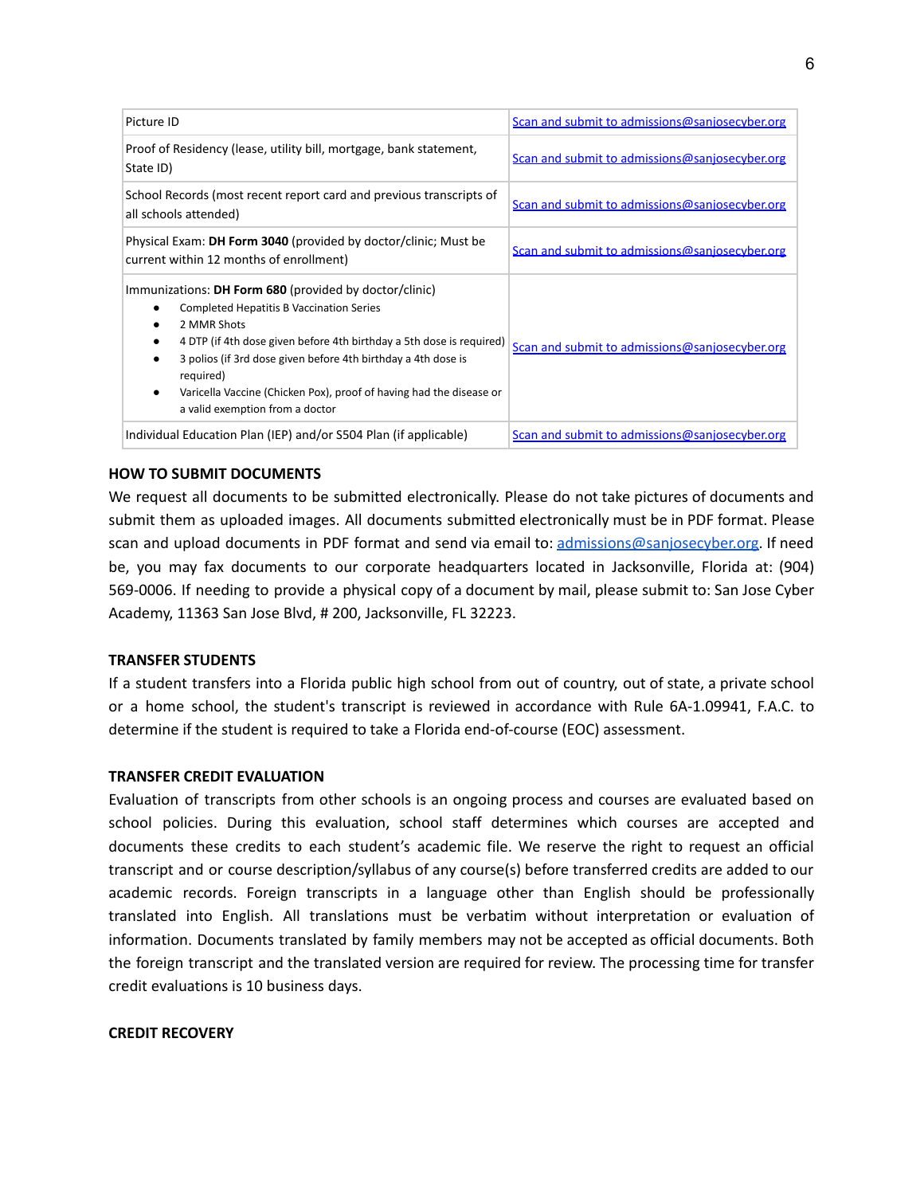| | |
|---|---|
| Picture ID | Scan and submit to admissions@sanjosecyber.org |
| Proof of Residency (lease, utility bill, mortgage, bank statement, State ID) | Scan and submit to admissions@sanjosecyber.org |
| School Records (most recent report card and previous transcripts of all schools attended) | Scan and submit to admissions@sanjosecyber.org |
| Physical Exam: **DH Form 3040** (provided by doctor/clinic; Must be current within 12 months of enrollment) | Scan and submit to admissions@sanjosecyber.org |
| Immunizations: **DH Form 680** (provided by doctor/clinic)<br>• Completed Hepatitis B Vaccination Series<br>• 2 MMR Shots<br>• 4 DTP (if 4th dose given before 4th birthday a 5th dose is required)<br>• 3 polios (if 3rd dose given before 4th birthday a 4th dose is required)<br>• Varicella Vaccine (Chicken Pox), proof of having had the disease or a valid exemption from a doctor | Scan and submit to admissions@sanjosecyber.org |
| Individual Education Plan (IEP) and/or S504 Plan (if applicable) | Scan and submit to admissions@sanjosecyber.org |

**HOW TO SUBMIT DOCUMENTS**

We request all documents to be submitted electronically. Please do not take pictures of documents and submit them as uploaded images. All documents submitted electronically must be in PDF format. Please scan and upload documents in PDF format and send via email to: admissions@sanjosecyber.org. If need be, you may fax documents to our corporate headquarters located in Jacksonville, Florida at: (904) 569-0006. If needing to provide a physical copy of a document by mail, please submit to: San Jose Cyber Academy, 11363 San Jose Blvd, # 200, Jacksonville, FL 32223.

**TRANSFER STUDENTS**

If a student transfers into a Florida public high school from out of country, out of state, a private school or a home school, the student's transcript is reviewed in accordance with Rule 6A-1.09941, F.A.C. to determine if the student is required to take a Florida end-of-course (EOC) assessment.

**TRANSFER CREDIT EVALUATION**

Evaluation of transcripts from other schools is an ongoing process and courses are evaluated based on school policies. During this evaluation, school staff determines which courses are accepted and documents these credits to each student's academic file. We reserve the right to request an official transcript and or course description/syllabus of any course(s) before transferred credits are added to our academic records. Foreign transcripts in a language other than English should be professionally translated into English. All translations must be verbatim without interpretation or evaluation of information. Documents translated by family members may not be accepted as official documents. Both the foreign transcript and the translated version are required for review. The processing time for transfer credit evaluations is 10 business days.

**CREDIT RECOVERY**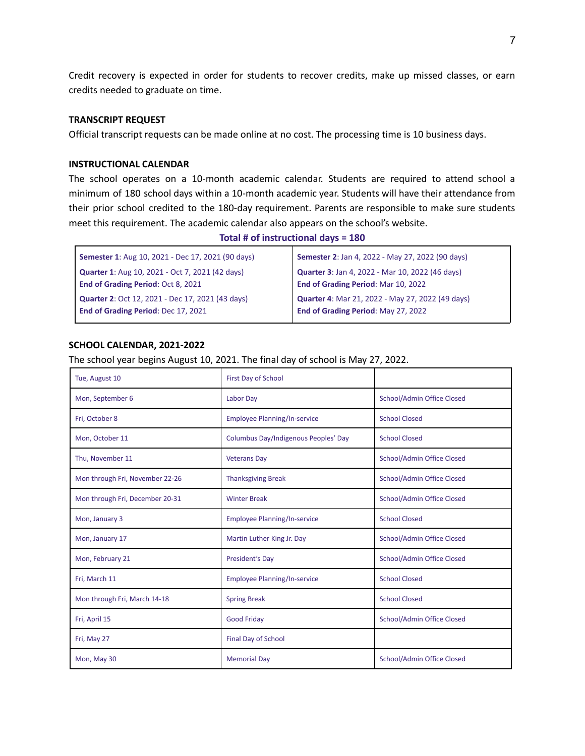Credit recovery is expected in order for students to recover credits, make up missed classes, or earn credits needed to graduate on time.

### TRANSCRIPT REQUEST

Official transcript requests can be made online at no cost. The processing time is 10 business days.

### INSTRUCTIONAL CALENDAR

The school operates on a 10-month academic calendar. Students are required to attend school a minimum of 180 school days within a 10-month academic year. Students will have their attendance from their prior school credited to the 180-day requirement. Parents are responsible to make sure students meet this requirement. The academic calendar also appears on the school's website.

**Total # of instructional days = 180**

| | |
|---|---|
| **Semester 1**: Aug 10, 2021 - Dec 17, 2021 (90 days) | **Semester 2**: Jan 4, 2022 - May 27, 2022 (90 days) |
| **Quarter 1**: Aug 10, 2021 - Oct 7, 2021 (42 days)<br>**End of Grading Period**: Oct 8, 2021 | **Quarter 3**: Jan 4, 2022 - Mar 10, 2022 (46 days)<br>**End of Grading Period**: Mar 10, 2022 |
| **Quarter 2**: Oct 12, 2021 - Dec 17, 2021 (43 days)<br>**End of Grading Period**: Dec 17, 2021 | **Quarter 4**: Mar 21, 2022 - May 27, 2022 (49 days)<br>**End of Grading Period**: May 27, 2022 |

### SCHOOL CALENDAR, 2021-2022

The school year begins August 10, 2021. The final day of school is May 27, 2022.

| | | |
|---|---|---|
| Tue, August 10 | First Day of School | |
| Mon, September 6 | Labor Day | School/Admin Office Closed |
| Fri, October 8 | Employee Planning/In-service | School Closed |
| Mon, October 11 | Columbus Day/Indigenous Peoples' Day | School Closed |
| Thu, November 11 | Veterans Day | School/Admin Office Closed |
| Mon through Fri, November 22-26 | Thanksgiving Break | School/Admin Office Closed |
| Mon through Fri, December 20-31 | Winter Break | School/Admin Office Closed |
| Mon, January 3 | Employee Planning/In-service | School Closed |
| Mon, January 17 | Martin Luther King Jr. Day | School/Admin Office Closed |
| Mon, February 21 | President's Day | School/Admin Office Closed |
| Fri, March 11 | Employee Planning/In-service | School Closed |
| Mon through Fri, March 14-18 | Spring Break | School Closed |
| Fri, April 15 | Good Friday | School/Admin Office Closed |
| Fri, May 27 | Final Day of School | |
| Mon, May 30 | Memorial Day | School/Admin Office Closed |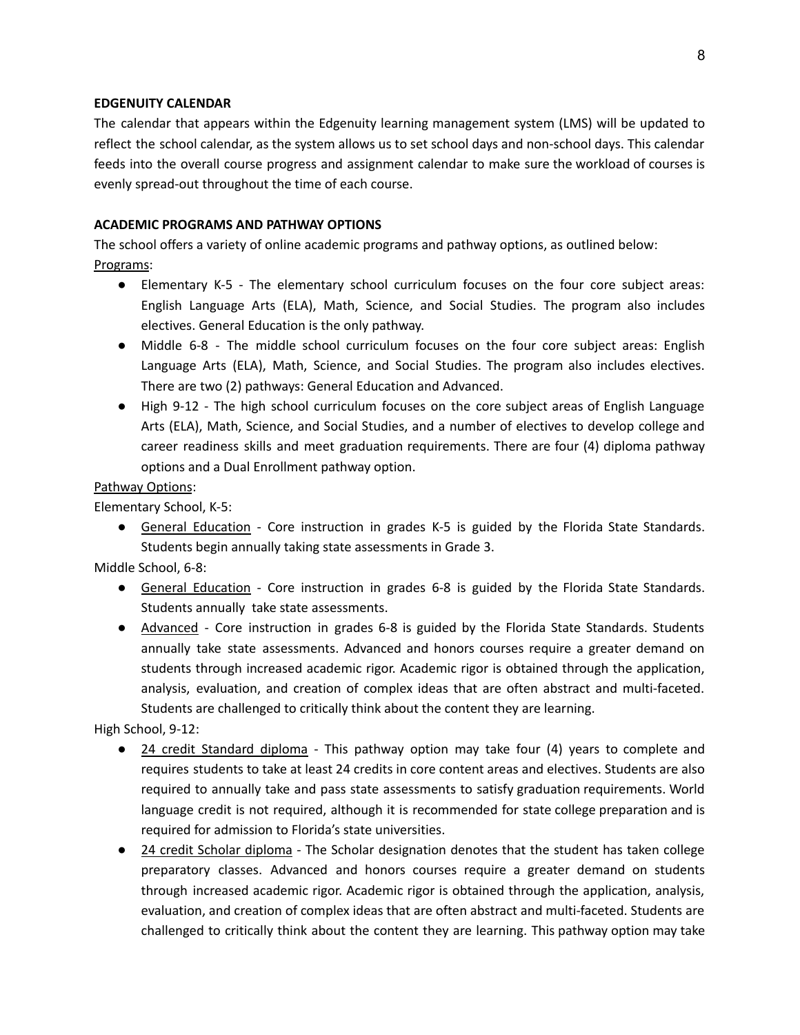**EDGENUITY CALENDAR**

The calendar that appears within the Edgenuity learning management system (LMS) will be updated to reflect the school calendar, as the system allows us to set school days and non-school days. This calendar feeds into the overall course progress and assignment calendar to make sure the workload of courses is evenly spread-out throughout the time of each course.

**ACADEMIC PROGRAMS AND PATHWAY OPTIONS**

The school offers a variety of online academic programs and pathway options, as outlined below:

Programs:

- Elementary K-5 - The elementary school curriculum focuses on the four core subject areas: English Language Arts (ELA), Math, Science, and Social Studies. The program also includes electives. General Education is the only pathway.
- Middle 6-8 - The middle school curriculum focuses on the four core subject areas: English Language Arts (ELA), Math, Science, and Social Studies. The program also includes electives. There are two (2) pathways: General Education and Advanced.
- High 9-12 - The high school curriculum focuses on the core subject areas of English Language Arts (ELA), Math, Science, and Social Studies, and a number of electives to develop college and career readiness skills and meet graduation requirements. There are four (4) diploma pathway options and a Dual Enrollment pathway option.

Pathway Options:

Elementary School, K-5:

- General Education - Core instruction in grades K-5 is guided by the Florida State Standards. Students begin annually taking state assessments in Grade 3.

Middle School, 6-8:

- General Education - Core instruction in grades 6-8 is guided by the Florida State Standards. Students annually take state assessments.
- Advanced - Core instruction in grades 6-8 is guided by the Florida State Standards. Students annually take state assessments. Advanced and honors courses require a greater demand on students through increased academic rigor. Academic rigor is obtained through the application, analysis, evaluation, and creation of complex ideas that are often abstract and multi-faceted. Students are challenged to critically think about the content they are learning.

High School, 9-12:

- 24 credit Standard diploma - This pathway option may take four (4) years to complete and requires students to take at least 24 credits in core content areas and electives. Students are also required to annually take and pass state assessments to satisfy graduation requirements. World language credit is not required, although it is recommended for state college preparation and is required for admission to Florida's state universities.
- 24 credit Scholar diploma - The Scholar designation denotes that the student has taken college preparatory classes. Advanced and honors courses require a greater demand on students through increased academic rigor. Academic rigor is obtained through the application, analysis, evaluation, and creation of complex ideas that are often abstract and multi-faceted. Students are challenged to critically think about the content they are learning. This pathway option may take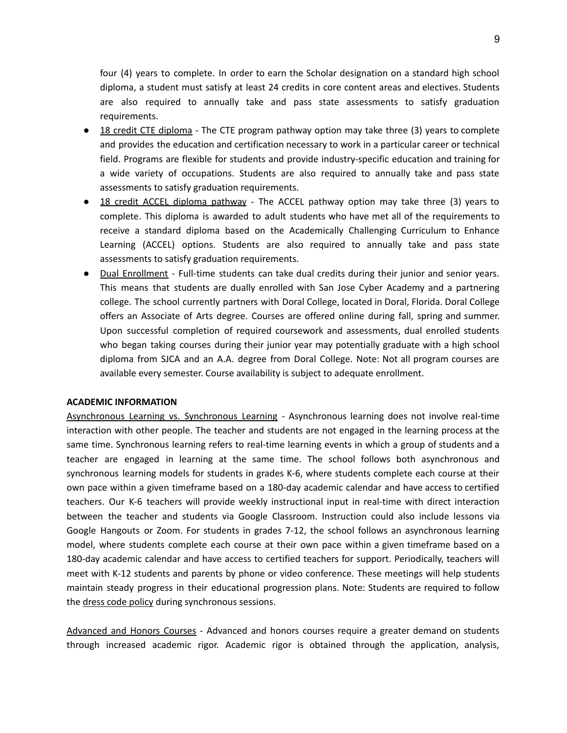four (4) years to complete. In order to earn the Scholar designation on a standard high school diploma, a student must satisfy at least 24 credits in core content areas and electives. Students are also required to annually take and pass state assessments to satisfy graduation requirements.

- 18 credit CTE diploma - The CTE program pathway option may take three (3) years to complete and provides the education and certification necessary to work in a particular career or technical field. Programs are flexible for students and provide industry-specific education and training for a wide variety of occupations. Students are also required to annually take and pass state assessments to satisfy graduation requirements.
- 18 credit ACCEL diploma pathway - The ACCEL pathway option may take three (3) years to complete. This diploma is awarded to adult students who have met all of the requirements to receive a standard diploma based on the Academically Challenging Curriculum to Enhance Learning (ACCEL) options. Students are also required to annually take and pass state assessments to satisfy graduation requirements.
- Dual Enrollment - Full-time students can take dual credits during their junior and senior years. This means that students are dually enrolled with San Jose Cyber Academy and a partnering college. The school currently partners with Doral College, located in Doral, Florida. Doral College offers an Associate of Arts degree. Courses are offered online during fall, spring and summer. Upon successful completion of required coursework and assessments, dual enrolled students who began taking courses during their junior year may potentially graduate with a high school diploma from SJCA and an A.A. degree from Doral College. Note: Not all program courses are available every semester. Course availability is subject to adequate enrollment.

**ACADEMIC INFORMATION**

Asynchronous Learning vs. Synchronous Learning - Asynchronous learning does not involve real-time interaction with other people. The teacher and students are not engaged in the learning process at the same time. Synchronous learning refers to real-time learning events in which a group of students and a teacher are engaged in learning at the same time. The school follows both asynchronous and synchronous learning models for students in grades K-6, where students complete each course at their own pace within a given timeframe based on a 180-day academic calendar and have access to certified teachers. Our K-6 teachers will provide weekly instructional input in real-time with direct interaction between the teacher and students via Google Classroom. Instruction could also include lessons via Google Hangouts or Zoom. For students in grades 7-12, the school follows an asynchronous learning model, where students complete each course at their own pace within a given timeframe based on a 180-day academic calendar and have access to certified teachers for support. Periodically, teachers will meet with K-12 students and parents by phone or video conference. These meetings will help students maintain steady progress in their educational progression plans. Note: Students are required to follow the dress code policy during synchronous sessions.

Advanced and Honors Courses - Advanced and honors courses require a greater demand on students through increased academic rigor. Academic rigor is obtained through the application, analysis,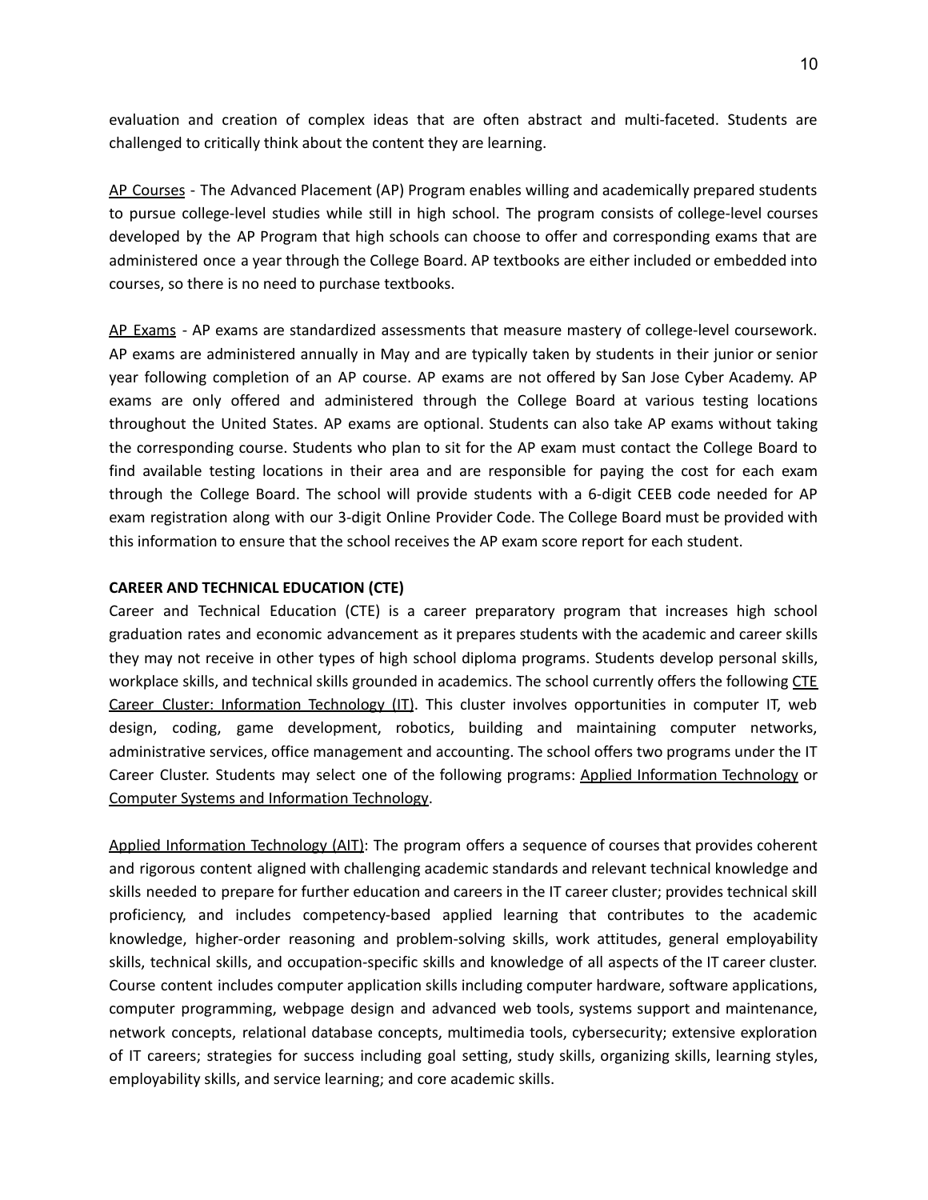evaluation and creation of complex ideas that are often abstract and multi-faceted. Students are challenged to critically think about the content they are learning.

AP Courses - The Advanced Placement (AP) Program enables willing and academically prepared students to pursue college-level studies while still in high school. The program consists of college-level courses developed by the AP Program that high schools can choose to offer and corresponding exams that are administered once a year through the College Board. AP textbooks are either included or embedded into courses, so there is no need to purchase textbooks.

AP Exams - AP exams are standardized assessments that measure mastery of college-level coursework. AP exams are administered annually in May and are typically taken by students in their junior or senior year following completion of an AP course. AP exams are not offered by San Jose Cyber Academy. AP exams are only offered and administered through the College Board at various testing locations throughout the United States. AP exams are optional. Students can also take AP exams without taking the corresponding course. Students who plan to sit for the AP exam must contact the College Board to find available testing locations in their area and are responsible for paying the cost for each exam through the College Board. The school will provide students with a 6-digit CEEB code needed for AP exam registration along with our 3-digit Online Provider Code. The College Board must be provided with this information to ensure that the school receives the AP exam score report for each student.

**CAREER AND TECHNICAL EDUCATION (CTE)**

Career and Technical Education (CTE) is a career preparatory program that increases high school graduation rates and economic advancement as it prepares students with the academic and career skills they may not receive in other types of high school diploma programs. Students develop personal skills, workplace skills, and technical skills grounded in academics. The school currently offers the following CTE Career Cluster: Information Technology (IT). This cluster involves opportunities in computer IT, web design, coding, game development, robotics, building and maintaining computer networks, administrative services, office management and accounting. The school offers two programs under the IT Career Cluster. Students may select one of the following programs: Applied Information Technology or Computer Systems and Information Technology.

Applied Information Technology (AIT): The program offers a sequence of courses that provides coherent and rigorous content aligned with challenging academic standards and relevant technical knowledge and skills needed to prepare for further education and careers in the IT career cluster; provides technical skill proficiency, and includes competency-based applied learning that contributes to the academic knowledge, higher-order reasoning and problem-solving skills, work attitudes, general employability skills, technical skills, and occupation-specific skills and knowledge of all aspects of the IT career cluster. Course content includes computer application skills including computer hardware, software applications, computer programming, webpage design and advanced web tools, systems support and maintenance, network concepts, relational database concepts, multimedia tools, cybersecurity; extensive exploration of IT careers; strategies for success including goal setting, study skills, organizing skills, learning styles, employability skills, and service learning; and core academic skills.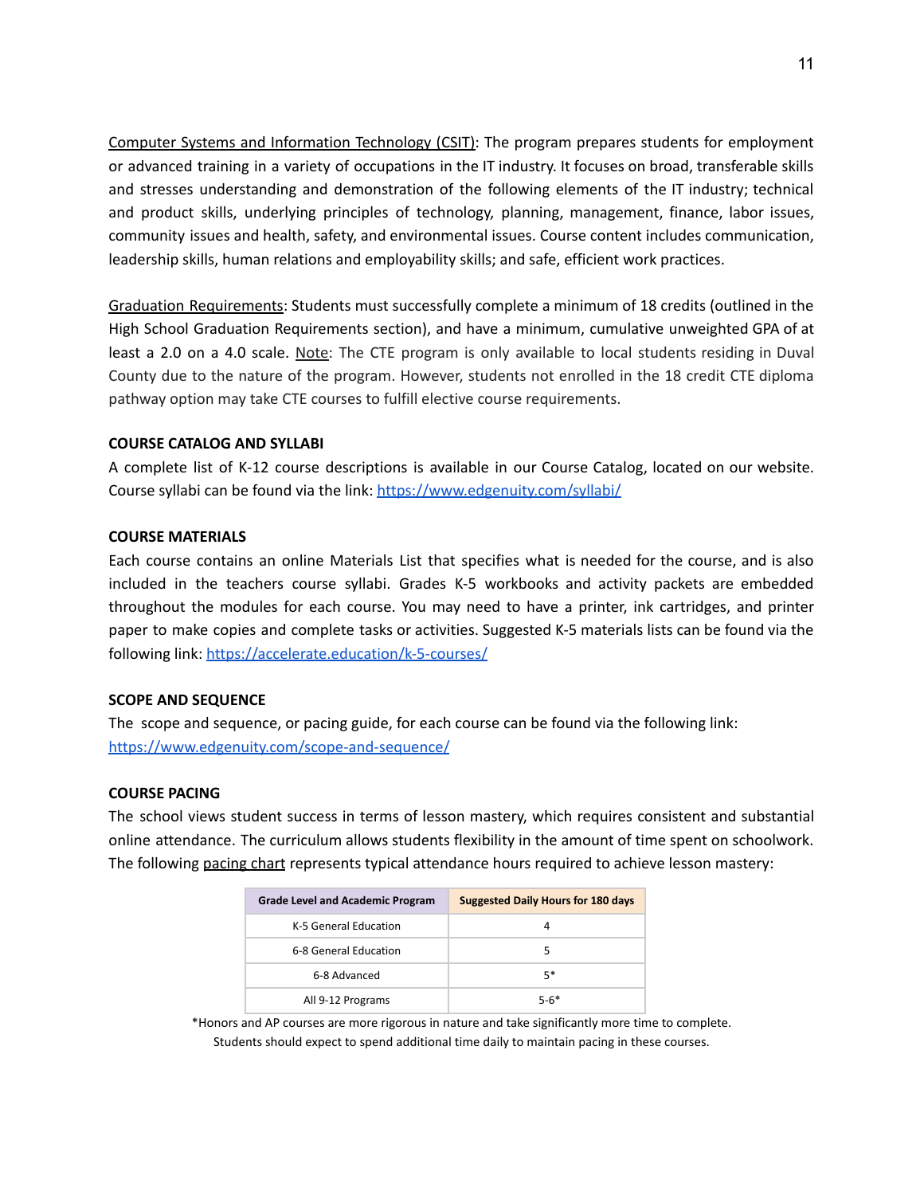Computer Systems and Information Technology (CSIT): The program prepares students for employment or advanced training in a variety of occupations in the IT industry. It focuses on broad, transferable skills and stresses understanding and demonstration of the following elements of the IT industry; technical and product skills, underlying principles of technology, planning, management, finance, labor issues, community issues and health, safety, and environmental issues. Course content includes communication, leadership skills, human relations and employability skills; and safe, efficient work practices.

Graduation Requirements: Students must successfully complete a minimum of 18 credits (outlined in the High School Graduation Requirements section), and have a minimum, cumulative unweighted GPA of at least a 2.0 on a 4.0 scale. Note: The CTE program is only available to local students residing in Duval County due to the nature of the program. However, students not enrolled in the 18 credit CTE diploma pathway option may take CTE courses to fulfill elective course requirements.

### COURSE CATALOG AND SYLLABI

A complete list of K-12 course descriptions is available in our Course Catalog, located on our website. Course syllabi can be found via the link: https://www.edgenuity.com/syllabi/

### COURSE MATERIALS

Each course contains an online Materials List that specifies what is needed for the course, and is also included in the teachers course syllabi. Grades K-5 workbooks and activity packets are embedded throughout the modules for each course. You may need to have a printer, ink cartridges, and printer paper to make copies and complete tasks or activities. Suggested K-5 materials lists can be found via the following link: https://accelerate.education/k-5-courses/

### SCOPE AND SEQUENCE

The scope and sequence, or pacing guide, for each course can be found via the following link: https://www.edgenuity.com/scope-and-sequence/

### COURSE PACING

The school views student success in terms of lesson mastery, which requires consistent and substantial online attendance. The curriculum allows students flexibility in the amount of time spent on schoolwork. The following pacing chart represents typical attendance hours required to achieve lesson mastery:

| Grade Level and Academic Program | Suggested Daily Hours for 180 days |
|---|---|
| K-5 General Education | 4 |
| 6-8 General Education | 5 |
| 6-8 Advanced | 5* |
| All 9-12 Programs | 5-6* |

*Honors and AP courses are more rigorous in nature and take significantly more time to complete. Students should expect to spend additional time daily to maintain pacing in these courses.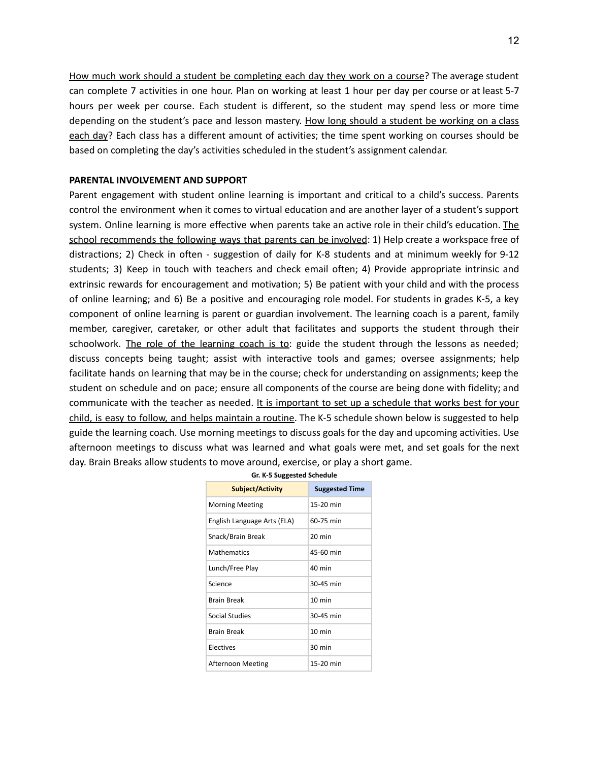<u>How much work should a student be completing each day they work on a course</u>? The average student can complete 7 activities in one hour. Plan on working at least 1 hour per day per course or at least 5-7 hours per week per course. Each student is different, so the student may spend less or more time depending on the student's pace and lesson mastery. <u>How long should a student be working on a class each day</u>? Each class has a different amount of activities; the time spent working on courses should be based on completing the day's activities scheduled in the student's assignment calendar.

**PARENTAL INVOLVEMENT AND SUPPORT**

Parent engagement with student online learning is important and critical to a child's success. Parents control the environment when it comes to virtual education and are another layer of a student's support system. Online learning is more effective when parents take an active role in their child's education. <u>The school recommends the following ways that parents can be involved</u>: 1) Help create a workspace free of distractions; 2) Check in often - suggestion of daily for K-8 students and at minimum weekly for 9-12 students; 3) Keep in touch with teachers and check email often; 4) Provide appropriate intrinsic and extrinsic rewards for encouragement and motivation; 5) Be patient with your child and with the process of online learning; and 6) Be a positive and encouraging role model. For students in grades K-5, a key component of online learning is parent or guardian involvement. The learning coach is a parent, family member, caregiver, caretaker, or other adult that facilitates and supports the student through their schoolwork. <u>The role of the learning coach is to</u>: guide the student through the lessons as needed; discuss concepts being taught; assist with interactive tools and games; oversee assignments; help facilitate hands on learning that may be in the course; check for understanding on assignments; keep the student on schedule and on pace; ensure all components of the course are being done with fidelity; and communicate with the teacher as needed. <u>It is important to set up a schedule that works best for your child, is easy to follow, and helps maintain a routine</u>. The K-5 schedule shown below is suggested to help guide the learning coach. Use morning meetings to discuss goals for the day and upcoming activities. Use afternoon meetings to discuss what was learned and what goals were met, and set goals for the next day. Brain Breaks allow students to move around, exercise, or play a short game.

**Gr. K-5 Suggested Schedule**

| Subject/Activity | Suggested Time |
| --- | --- |
| Morning Meeting | 15-20 min |
| English Language Arts (ELA) | 60-75 min |
| Snack/Brain Break | 20 min |
| Mathematics | 45-60 min |
| Lunch/Free Play | 40 min |
| Science | 30-45 min |
| Brain Break | 10 min |
| Social Studies | 30-45 min |
| Brain Break | 10 min |
| Electives | 30 min |
| Afternoon Meeting | 15-20 min |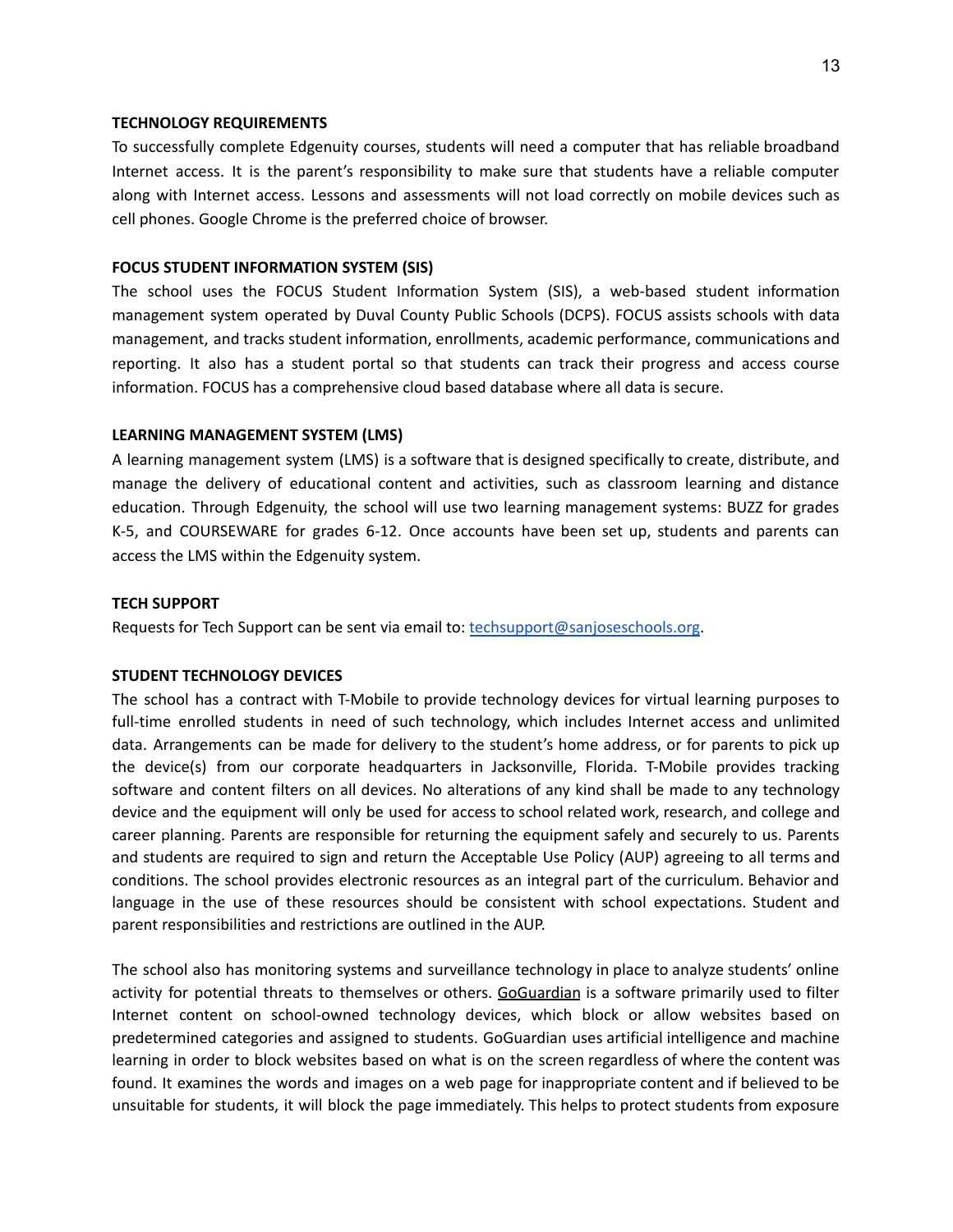**TECHNOLOGY REQUIREMENTS**

To successfully complete Edgenuity courses, students will need a computer that has reliable broadband Internet access. It is the parent's responsibility to make sure that students have a reliable computer along with Internet access. Lessons and assessments will not load correctly on mobile devices such as cell phones. Google Chrome is the preferred choice of browser.

**FOCUS STUDENT INFORMATION SYSTEM (SIS)**

The school uses the FOCUS Student Information System (SIS), a web-based student information management system operated by Duval County Public Schools (DCPS). FOCUS assists schools with data management, and tracks student information, enrollments, academic performance, communications and reporting. It also has a student portal so that students can track their progress and access course information. FOCUS has a comprehensive cloud based database where all data is secure.

**LEARNING MANAGEMENT SYSTEM (LMS)**

A learning management system (LMS) is a software that is designed specifically to create, distribute, and manage the delivery of educational content and activities, such as classroom learning and distance education. Through Edgenuity, the school will use two learning management systems: BUZZ for grades K-5, and COURSEWARE for grades 6-12. Once accounts have been set up, students and parents can access the LMS within the Edgenuity system.

**TECH SUPPORT**

Requests for Tech Support can be sent via email to: techsupport@sanjoseschools.org.

**STUDENT TECHNOLOGY DEVICES**

The school has a contract with T-Mobile to provide technology devices for virtual learning purposes to full-time enrolled students in need of such technology, which includes Internet access and unlimited data. Arrangements can be made for delivery to the student's home address, or for parents to pick up the device(s) from our corporate headquarters in Jacksonville, Florida. T-Mobile provides tracking software and content filters on all devices. No alterations of any kind shall be made to any technology device and the equipment will only be used for access to school related work, research, and college and career planning. Parents are responsible for returning the equipment safely and securely to us. Parents and students are required to sign and return the Acceptable Use Policy (AUP) agreeing to all terms and conditions. The school provides electronic resources as an integral part of the curriculum. Behavior and language in the use of these resources should be consistent with school expectations. Student and parent responsibilities and restrictions are outlined in the AUP.

The school also has monitoring systems and surveillance technology in place to analyze students' online activity for potential threats to themselves or others. GoGuardian is a software primarily used to filter Internet content on school-owned technology devices, which block or allow websites based on predetermined categories and assigned to students. GoGuardian uses artificial intelligence and machine learning in order to block websites based on what is on the screen regardless of where the content was found. It examines the words and images on a web page for inappropriate content and if believed to be unsuitable for students, it will block the page immediately. This helps to protect students from exposure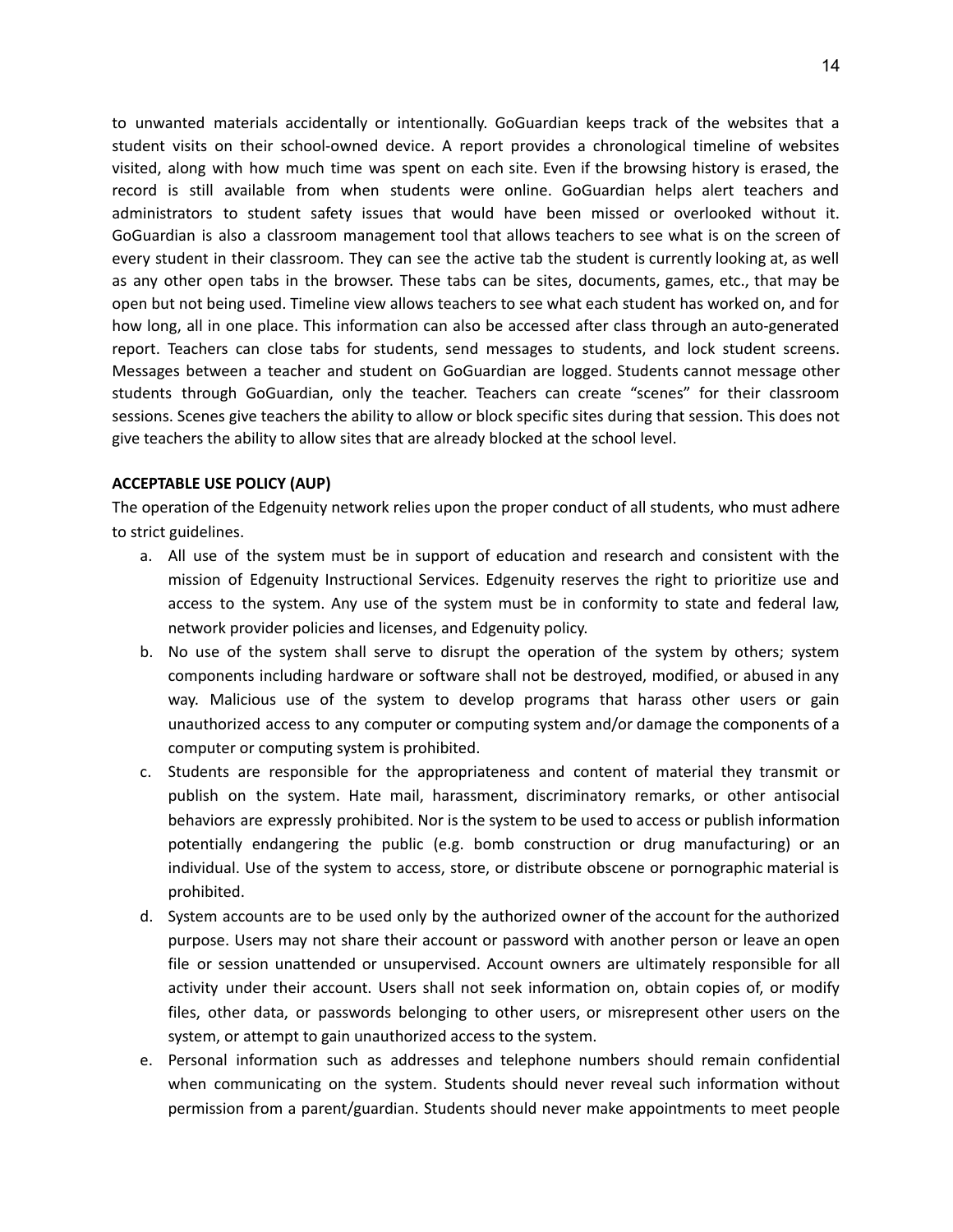to unwanted materials accidentally or intentionally. GoGuardian keeps track of the websites that a student visits on their school-owned device. A report provides a chronological timeline of websites visited, along with how much time was spent on each site. Even if the browsing history is erased, the record is still available from when students were online. GoGuardian helps alert teachers and administrators to student safety issues that would have been missed or overlooked without it. GoGuardian is also a classroom management tool that allows teachers to see what is on the screen of every student in their classroom. They can see the active tab the student is currently looking at, as well as any other open tabs in the browser. These tabs can be sites, documents, games, etc., that may be open but not being used. Timeline view allows teachers to see what each student has worked on, and for how long, all in one place. This information can also be accessed after class through an auto-generated report. Teachers can close tabs for students, send messages to students, and lock student screens. Messages between a teacher and student on GoGuardian are logged. Students cannot message other students through GoGuardian, only the teacher. Teachers can create "scenes" for their classroom sessions. Scenes give teachers the ability to allow or block specific sites during that session. This does not give teachers the ability to allow sites that are already blocked at the school level.

**ACCEPTABLE USE POLICY (AUP)**

The operation of the Edgenuity network relies upon the proper conduct of all students, who must adhere to strict guidelines.

a. All use of the system must be in support of education and research and consistent with the mission of Edgenuity Instructional Services. Edgenuity reserves the right to prioritize use and access to the system. Any use of the system must be in conformity to state and federal law, network provider policies and licenses, and Edgenuity policy.

b. No use of the system shall serve to disrupt the operation of the system by others; system components including hardware or software shall not be destroyed, modified, or abused in any way. Malicious use of the system to develop programs that harass other users or gain unauthorized access to any computer or computing system and/or damage the components of a computer or computing system is prohibited.

c. Students are responsible for the appropriateness and content of material they transmit or publish on the system. Hate mail, harassment, discriminatory remarks, or other antisocial behaviors are expressly prohibited. Nor is the system to be used to access or publish information potentially endangering the public (e.g. bomb construction or drug manufacturing) or an individual. Use of the system to access, store, or distribute obscene or pornographic material is prohibited.

d. System accounts are to be used only by the authorized owner of the account for the authorized purpose. Users may not share their account or password with another person or leave an open file or session unattended or unsupervised. Account owners are ultimately responsible for all activity under their account. Users shall not seek information on, obtain copies of, or modify files, other data, or passwords belonging to other users, or misrepresent other users on the system, or attempt to gain unauthorized access to the system.

e. Personal information such as addresses and telephone numbers should remain confidential when communicating on the system. Students should never reveal such information without permission from a parent/guardian. Students should never make appointments to meet people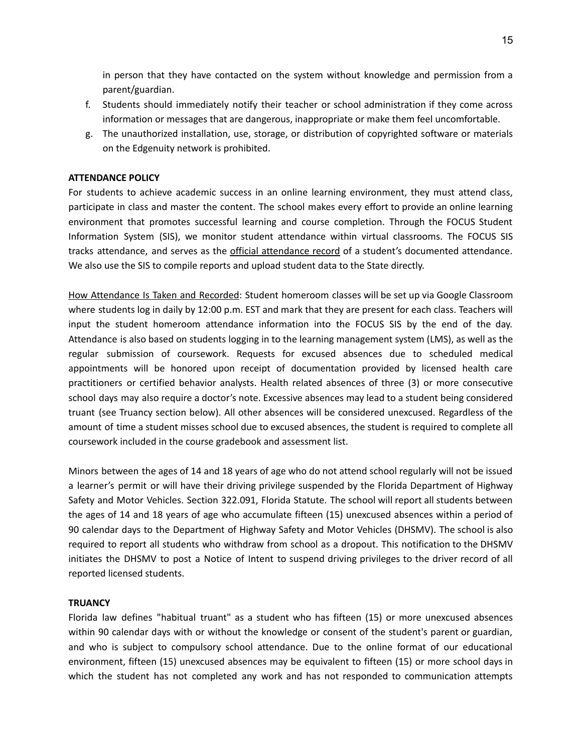in person that they have contacted on the system without knowledge and permission from a parent/guardian.

f. Students should immediately notify their teacher or school administration if they come across information or messages that are dangerous, inappropriate or make them feel uncomfortable.
g. The unauthorized installation, use, storage, or distribution of copyrighted software or materials on the Edgenuity network is prohibited.

**ATTENDANCE POLICY**

For students to achieve academic success in an online learning environment, they must attend class, participate in class and master the content. The school makes every effort to provide an online learning environment that promotes successful learning and course completion. Through the FOCUS Student Information System (SIS), we monitor student attendance within virtual classrooms. The FOCUS SIS tracks attendance, and serves as the official attendance record of a student's documented attendance. We also use the SIS to compile reports and upload student data to the State directly.

How Attendance Is Taken and Recorded: Student homeroom classes will be set up via Google Classroom where students log in daily by 12:00 p.m. EST and mark that they are present for each class. Teachers will input the student homeroom attendance information into the FOCUS SIS by the end of the day. Attendance is also based on students logging in to the learning management system (LMS), as well as the regular submission of coursework. Requests for excused absences due to scheduled medical appointments will be honored upon receipt of documentation provided by licensed health care practitioners or certified behavior analysts. Health related absences of three (3) or more consecutive school days may also require a doctor's note. Excessive absences may lead to a student being considered truant (see Truancy section below). All other absences will be considered unexcused. Regardless of the amount of time a student misses school due to excused absences, the student is required to complete all coursework included in the course gradebook and assessment list.

Minors between the ages of 14 and 18 years of age who do not attend school regularly will not be issued a learner's permit or will have their driving privilege suspended by the Florida Department of Highway Safety and Motor Vehicles. Section 322.091, Florida Statute. The school will report all students between the ages of 14 and 18 years of age who accumulate fifteen (15) unexcused absences within a period of 90 calendar days to the Department of Highway Safety and Motor Vehicles (DHSMV). The school is also required to report all students who withdraw from school as a dropout. This notification to the DHSMV initiates the DHSMV to post a Notice of Intent to suspend driving privileges to the driver record of all reported licensed students.

**TRUANCY**

Florida law defines "habitual truant" as a student who has fifteen (15) or more unexcused absences within 90 calendar days with or without the knowledge or consent of the student's parent or guardian, and who is subject to compulsory school attendance. Due to the online format of our educational environment, fifteen (15) unexcused absences may be equivalent to fifteen (15) or more school days in which the student has not completed any work and has not responded to communication attempts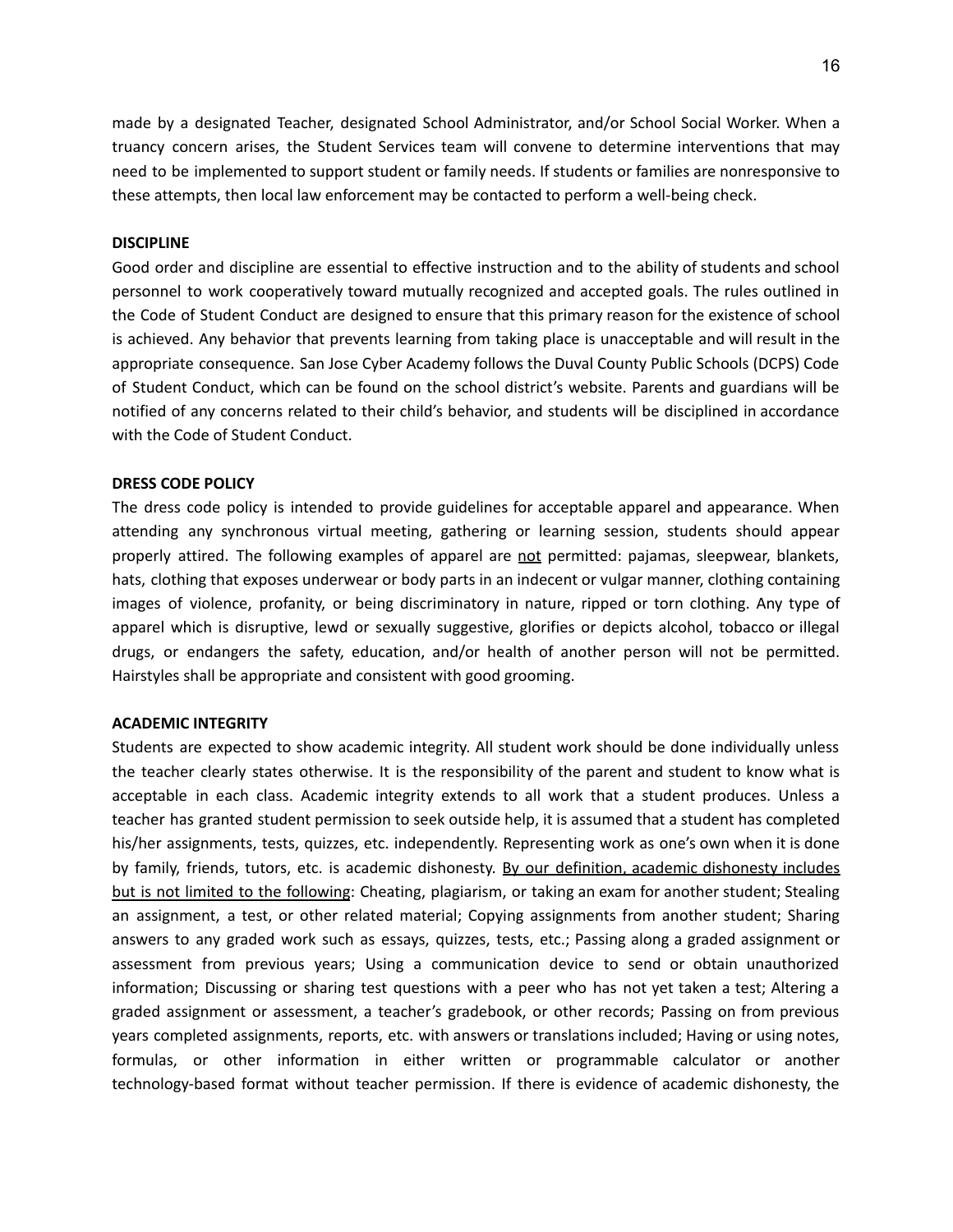made by a designated Teacher, designated School Administrator, and/or School Social Worker. When a truancy concern arises, the Student Services team will convene to determine interventions that may need to be implemented to support student or family needs. If students or families are nonresponsive to these attempts, then local law enforcement may be contacted to perform a well-being check.

**DISCIPLINE**

Good order and discipline are essential to effective instruction and to the ability of students and school personnel to work cooperatively toward mutually recognized and accepted goals. The rules outlined in the Code of Student Conduct are designed to ensure that this primary reason for the existence of school is achieved. Any behavior that prevents learning from taking place is unacceptable and will result in the appropriate consequence. San Jose Cyber Academy follows the Duval County Public Schools (DCPS) Code of Student Conduct, which can be found on the school district's website. Parents and guardians will be notified of any concerns related to their child's behavior, and students will be disciplined in accordance with the Code of Student Conduct.

**DRESS CODE POLICY**

The dress code policy is intended to provide guidelines for acceptable apparel and appearance. When attending any synchronous virtual meeting, gathering or learning session, students should appear properly attired. The following examples of apparel are <u>not</u> permitted: pajamas, sleepwear, blankets, hats, clothing that exposes underwear or body parts in an indecent or vulgar manner, clothing containing images of violence, profanity, or being discriminatory in nature, ripped or torn clothing. Any type of apparel which is disruptive, lewd or sexually suggestive, glorifies or depicts alcohol, tobacco or illegal drugs, or endangers the safety, education, and/or health of another person will not be permitted. Hairstyles shall be appropriate and consistent with good grooming.

**ACADEMIC INTEGRITY**

Students are expected to show academic integrity. All student work should be done individually unless the teacher clearly states otherwise. It is the responsibility of the parent and student to know what is acceptable in each class. Academic integrity extends to all work that a student produces. Unless a teacher has granted student permission to seek outside help, it is assumed that a student has completed his/her assignments, tests, quizzes, etc. independently. Representing work as one's own when it is done by family, friends, tutors, etc. is academic dishonesty. <u>By our definition, academic dishonesty includes but is not limited to the following</u>: Cheating, plagiarism, or taking an exam for another student; Stealing an assignment, a test, or other related material; Copying assignments from another student; Sharing answers to any graded work such as essays, quizzes, tests, etc.; Passing along a graded assignment or assessment from previous years; Using a communication device to send or obtain unauthorized information; Discussing or sharing test questions with a peer who has not yet taken a test; Altering a graded assignment or assessment, a teacher's gradebook, or other records; Passing on from previous years completed assignments, reports, etc. with answers or translations included; Having or using notes, formulas, or other information in either written or programmable calculator or another technology-based format without teacher permission. If there is evidence of academic dishonesty, the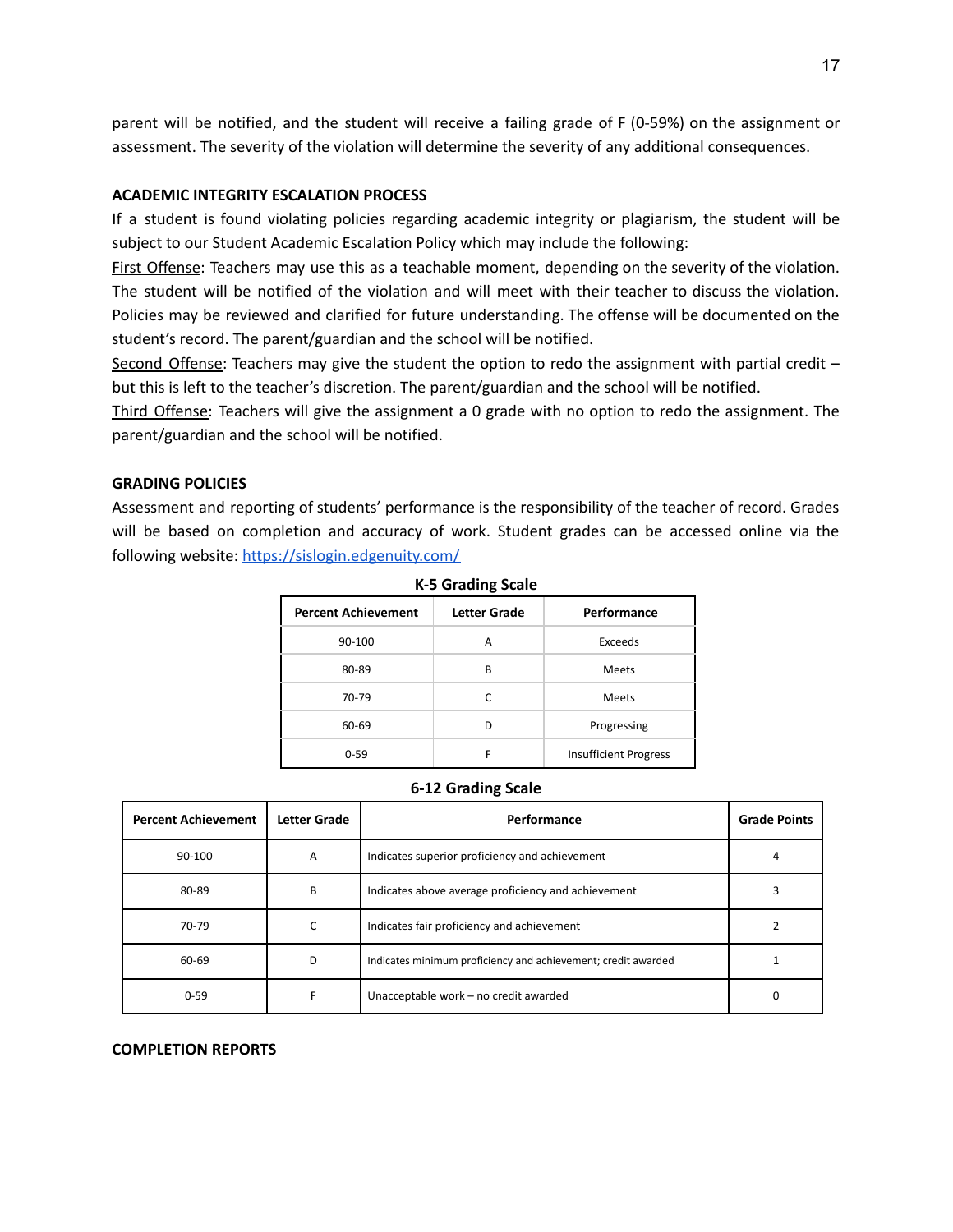parent will be notified, and the student will receive a failing grade of F (0-59%) on the assignment or assessment. The severity of the violation will determine the severity of any additional consequences.

**ACADEMIC INTEGRITY ESCALATION PROCESS**

If a student is found violating policies regarding academic integrity or plagiarism, the student will be subject to our Student Academic Escalation Policy which may include the following:

First Offense: Teachers may use this as a teachable moment, depending on the severity of the violation. The student will be notified of the violation and will meet with their teacher to discuss the violation. Policies may be reviewed and clarified for future understanding. The offense will be documented on the student's record. The parent/guardian and the school will be notified.

Second Offense: Teachers may give the student the option to redo the assignment with partial credit – but this is left to the teacher's discretion. The parent/guardian and the school will be notified.

Third Offense: Teachers will give the assignment a 0 grade with no option to redo the assignment. The parent/guardian and the school will be notified.

**GRADING POLICIES**

Assessment and reporting of students' performance is the responsibility of the teacher of record. Grades will be based on completion and accuracy of work. Student grades can be accessed online via the following website: [https://sislogin.edgenuity.com/](https://sislogin.edgenuity.com/)

**K-5 Grading Scale**

| Percent Achievement | Letter Grade | Performance |
|---|---|---|
| 90-100 | A | Exceeds |
| 80-89 | B | Meets |
| 70-79 | C | Meets |
| 60-69 | D | Progressing |
| 0-59 | F | Insufficient Progress |

**6-12 Grading Scale**

| Percent Achievement | Letter Grade | Performance | Grade Points |
|---|---|---|---|
| 90-100 | A | Indicates superior proficiency and achievement | 4 |
| 80-89 | B | Indicates above average proficiency and achievement | 3 |
| 70-79 | C | Indicates fair proficiency and achievement | 2 |
| 60-69 | D | Indicates minimum proficiency and achievement; credit awarded | 1 |
| 0-59 | F | Unacceptable work – no credit awarded | 0 |

**COMPLETION REPORTS**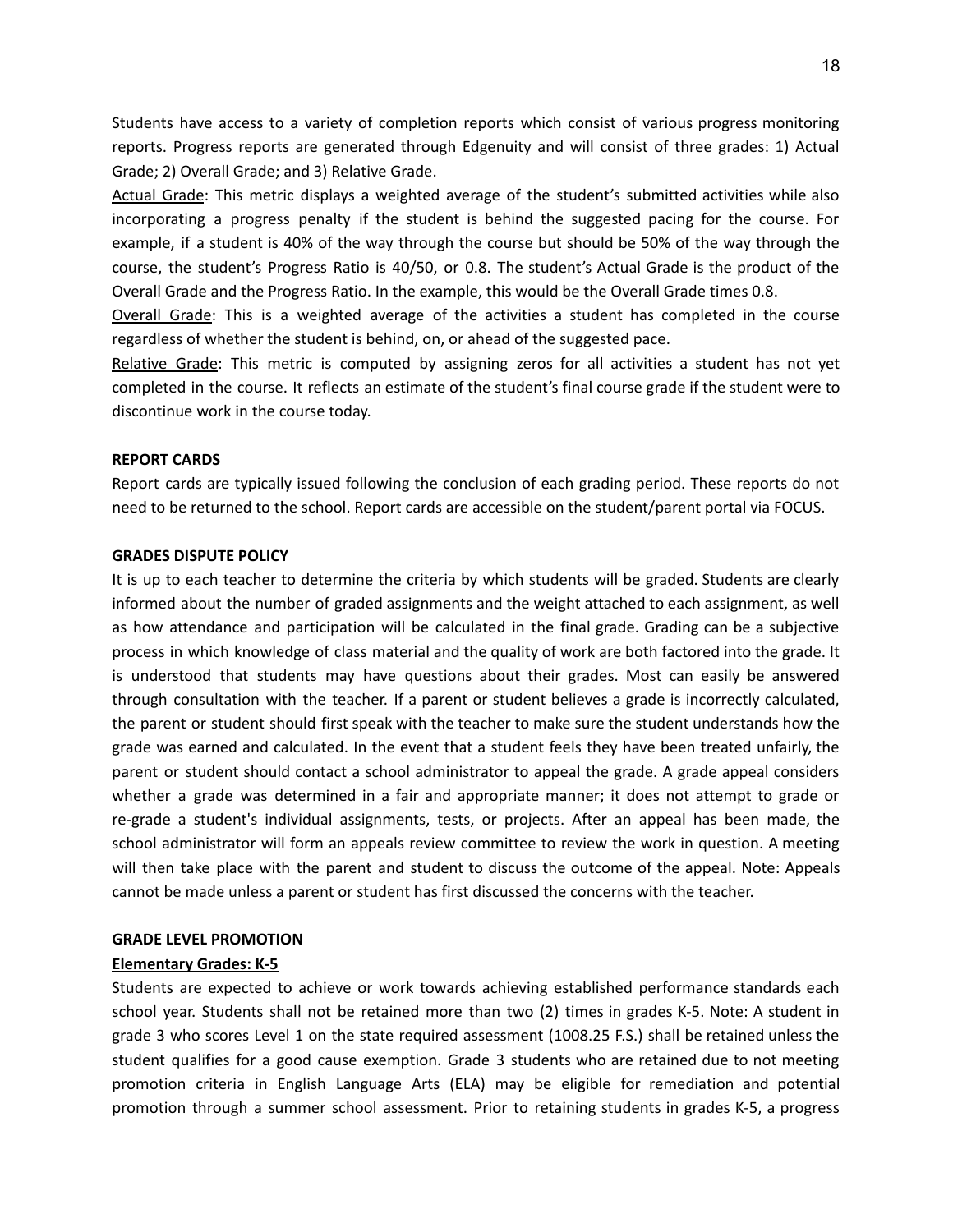Students have access to a variety of completion reports which consist of various progress monitoring reports. Progress reports are generated through Edgenuity and will consist of three grades: 1) Actual Grade; 2) Overall Grade; and 3) Relative Grade.

Actual Grade: This metric displays a weighted average of the student's submitted activities while also incorporating a progress penalty if the student is behind the suggested pacing for the course. For example, if a student is 40% of the way through the course but should be 50% of the way through the course, the student's Progress Ratio is 40/50, or 0.8. The student's Actual Grade is the product of the Overall Grade and the Progress Ratio. In the example, this would be the Overall Grade times 0.8.

Overall Grade: This is a weighted average of the activities a student has completed in the course regardless of whether the student is behind, on, or ahead of the suggested pace.

Relative Grade: This metric is computed by assigning zeros for all activities a student has not yet completed in the course. It reflects an estimate of the student's final course grade if the student were to discontinue work in the course today.

**REPORT CARDS**

Report cards are typically issued following the conclusion of each grading period. These reports do not need to be returned to the school. Report cards are accessible on the student/parent portal via FOCUS.

**GRADES DISPUTE POLICY**

It is up to each teacher to determine the criteria by which students will be graded. Students are clearly informed about the number of graded assignments and the weight attached to each assignment, as well as how attendance and participation will be calculated in the final grade. Grading can be a subjective process in which knowledge of class material and the quality of work are both factored into the grade. It is understood that students may have questions about their grades. Most can easily be answered through consultation with the teacher. If a parent or student believes a grade is incorrectly calculated, the parent or student should first speak with the teacher to make sure the student understands how the grade was earned and calculated. In the event that a student feels they have been treated unfairly, the parent or student should contact a school administrator to appeal the grade. A grade appeal considers whether a grade was determined in a fair and appropriate manner; it does not attempt to grade or re-grade a student's individual assignments, tests, or projects. After an appeal has been made, the school administrator will form an appeals review committee to review the work in question. A meeting will then take place with the parent and student to discuss the outcome of the appeal. Note: Appeals cannot be made unless a parent or student has first discussed the concerns with the teacher.

**GRADE LEVEL PROMOTION**

**Elementary Grades: K-5**

Students are expected to achieve or work towards achieving established performance standards each school year. Students shall not be retained more than two (2) times in grades K-5. Note: A student in grade 3 who scores Level 1 on the state required assessment (1008.25 F.S.) shall be retained unless the student qualifies for a good cause exemption. Grade 3 students who are retained due to not meeting promotion criteria in English Language Arts (ELA) may be eligible for remediation and potential promotion through a summer school assessment. Prior to retaining students in grades K-5, a progress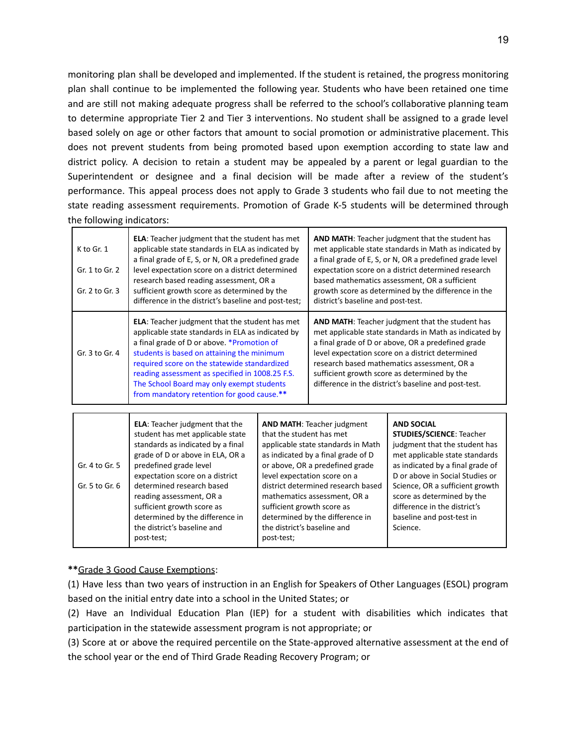monitoring plan shall be developed and implemented. If the student is retained, the progress monitoring plan shall continue to be implemented the following year. Students who have been retained one time and are still not making adequate progress shall be referred to the school's collaborative planning team to determine appropriate Tier 2 and Tier 3 interventions. No student shall be assigned to a grade level based solely on age or other factors that amount to social promotion or administrative placement. This does not prevent students from being promoted based upon exemption according to state law and district policy. A decision to retain a student may be appealed by a parent or legal guardian to the Superintendent or designee and a final decision will be made after a review of the student's performance. This appeal process does not apply to Grade 3 students who fail due to not meeting the state reading assessment requirements. Promotion of Grade K-5 students will be determined through the following indicators:

| | | |
|---|---|---|
| K to Gr. 1<br><br>Gr. 1 to Gr. 2<br><br>Gr. 2 to Gr. 3 | **ELA**: Teacher judgment that the student has met applicable state standards in ELA as indicated by a final grade of E, S, or N, OR a predefined grade level expectation score on a district determined research based reading assessment, OR a sufficient growth score as determined by the difference in the district's baseline and post-test; | **AND MATH**: Teacher judgment that the student has met applicable state standards in Math as indicated by a final grade of E, S, or N, OR a predefined grade level expectation score on a district determined research based mathematics assessment, OR a sufficient growth score as determined by the difference in the district's baseline and post-test. |
| Gr. 3 to Gr. 4 | **ELA**: Teacher judgment that the student has met applicable state standards in ELA as indicated by a final grade of D or above. *Promotion of students is based on attaining the minimum required score on the statewide standardized reading assessment as specified in 1008.25 F.S. The School Board may only exempt students from mandatory retention for good cause.** | **AND MATH**: Teacher judgment that the student has met applicable state standards in Math as indicated by a final grade of D or above, OR a predefined grade level expectation score on a district determined research based mathematics assessment, OR a sufficient growth score as determined by the difference in the district's baseline and post-test. |

| | | | |
|---|---|---|---|
| Gr. 4 to Gr. 5<br><br>Gr. 5 to Gr. 6 | **ELA**: Teacher judgment that the student has met applicable state standards as indicated by a final grade of D or above in ELA, OR a predefined grade level expectation score on a district determined research based reading assessment, OR a sufficient growth score as determined by the difference in the district's baseline and post-test; | **AND MATH**: Teacher judgment that the student has met applicable state standards in Math as indicated by a final grade of D or above, OR a predefined grade level expectation score on a district determined research based mathematics assessment, OR a sufficient growth score as determined by the difference in the district's baseline and post-test; | **AND SOCIAL STUDIES/SCIENCE**: Teacher judgment that the student has met applicable state standards as indicated by a final grade of D or above in Social Studies or Science, OR a sufficient growth score as determined by the difference in the district's baseline and post-test in Science. |

**<u>Grade 3 Good Cause Exemptions</u>:

(1) Have less than two years of instruction in an English for Speakers of Other Languages (ESOL) program based on the initial entry date into a school in the United States; or

(2) Have an Individual Education Plan (IEP) for a student with disabilities which indicates that participation in the statewide assessment program is not appropriate; or

(3) Score at or above the required percentile on the State-approved alternative assessment at the end of the school year or the end of Third Grade Reading Recovery Program; or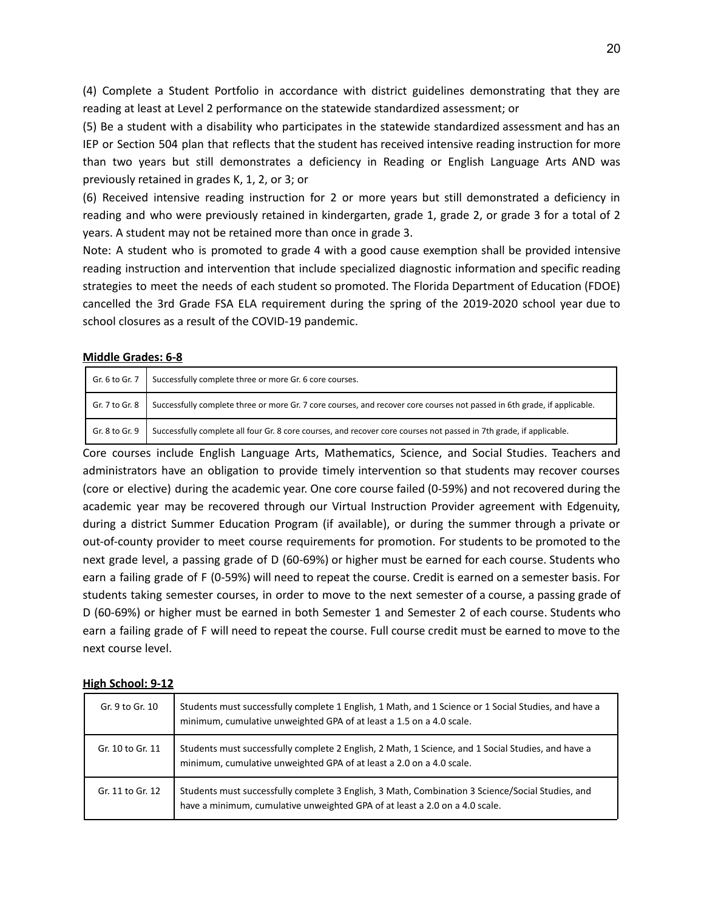(4) Complete a Student Portfolio in accordance with district guidelines demonstrating that they are reading at least at Level 2 performance on the statewide standardized assessment; or

(5) Be a student with a disability who participates in the statewide standardized assessment and has an IEP or Section 504 plan that reflects that the student has received intensive reading instruction for more than two years but still demonstrates a deficiency in Reading or English Language Arts AND was previously retained in grades K, 1, 2, or 3; or

(6) Received intensive reading instruction for 2 or more years but still demonstrated a deficiency in reading and who were previously retained in kindergarten, grade 1, grade 2, or grade 3 for a total of 2 years. A student may not be retained more than once in grade 3.

Note: A student who is promoted to grade 4 with a good cause exemption shall be provided intensive reading instruction and intervention that include specialized diagnostic information and specific reading strategies to meet the needs of each student so promoted. The Florida Department of Education (FDOE) cancelled the 3rd Grade FSA ELA requirement during the spring of the 2019-2020 school year due to school closures as a result of the COVID-19 pandemic.

**Middle Grades: 6-8**

| | |
|---|---|
| Gr. 6 to Gr. 7 | Successfully complete three or more Gr. 6 core courses. |
| Gr. 7 to Gr. 8 | Successfully complete three or more Gr. 7 core courses, and recover core courses not passed in 6th grade, if applicable. |
| Gr. 8 to Gr. 9 | Successfully complete all four Gr. 8 core courses, and recover core courses not passed in 7th grade, if applicable. |

Core courses include English Language Arts, Mathematics, Science, and Social Studies. Teachers and administrators have an obligation to provide timely intervention so that students may recover courses (core or elective) during the academic year. One core course failed (0-59%) and not recovered during the academic year may be recovered through our Virtual Instruction Provider agreement with Edgenuity, during a district Summer Education Program (if available), or during the summer through a private or out-of-county provider to meet course requirements for promotion. For students to be promoted to the next grade level, a passing grade of D (60-69%) or higher must be earned for each course. Students who earn a failing grade of F (0-59%) will need to repeat the course. Credit is earned on a semester basis. For students taking semester courses, in order to move to the next semester of a course, a passing grade of D (60-69%) or higher must be earned in both Semester 1 and Semester 2 of each course. Students who earn a failing grade of F will need to repeat the course. Full course credit must be earned to move to the next course level.

**High School: 9-12**

| | |
|---|---|
| Gr. 9 to Gr. 10 | Students must successfully complete 1 English, 1 Math, and 1 Science or 1 Social Studies, and have a minimum, cumulative unweighted GPA of at least a 1.5 on a 4.0 scale. |
| Gr. 10 to Gr. 11 | Students must successfully complete 2 English, 2 Math, 1 Science, and 1 Social Studies, and have a minimum, cumulative unweighted GPA of at least a 2.0 on a 4.0 scale. |
| Gr. 11 to Gr. 12 | Students must successfully complete 3 English, 3 Math, Combination 3 Science/Social Studies, and have a minimum, cumulative unweighted GPA of at least a 2.0 on a 4.0 scale. |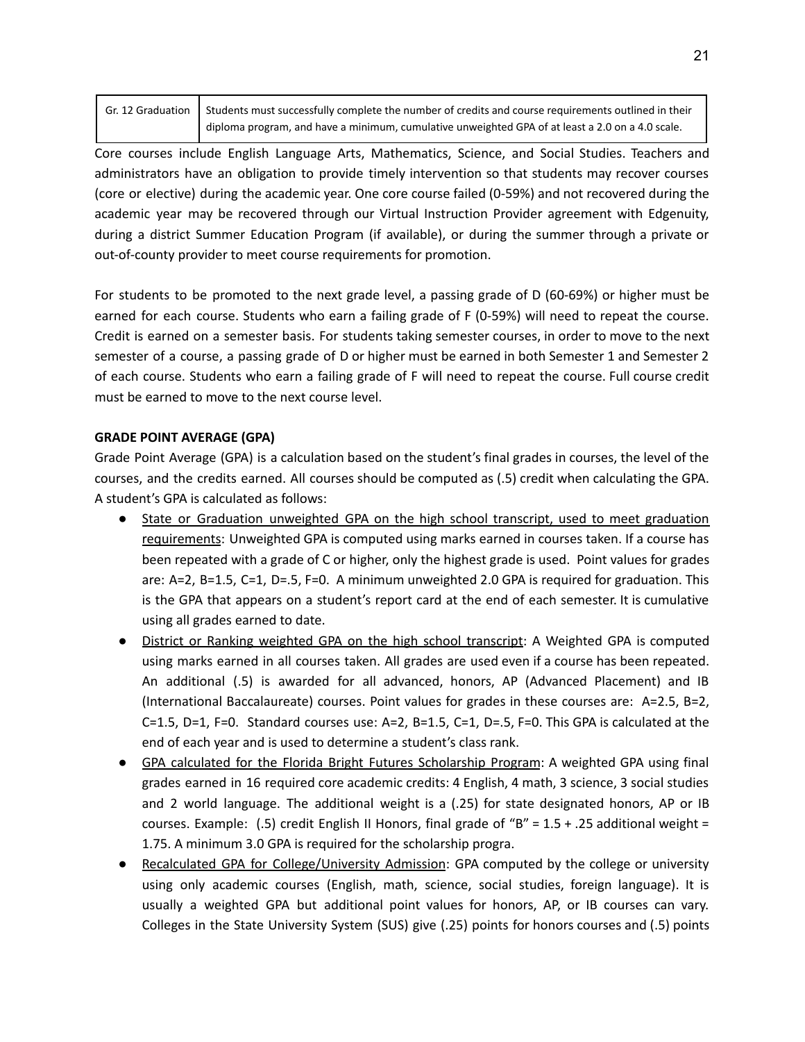| Gr. 12 Graduation | Students must successfully complete the number of credits and course requirements outlined in their diploma program, and have a minimum, cumulative unweighted GPA of at least a 2.0 on a 4.0 scale. |
|---|---|

Core courses include English Language Arts, Mathematics, Science, and Social Studies. Teachers and administrators have an obligation to provide timely intervention so that students may recover courses (core or elective) during the academic year. One core course failed (0-59%) and not recovered during the academic year may be recovered through our Virtual Instruction Provider agreement with Edgenuity, during a district Summer Education Program (if available), or during the summer through a private or out-of-county provider to meet course requirements for promotion.

For students to be promoted to the next grade level, a passing grade of D (60-69%) or higher must be earned for each course. Students who earn a failing grade of F (0-59%) will need to repeat the course. Credit is earned on a semester basis. For students taking semester courses, in order to move to the next semester of a course, a passing grade of D or higher must be earned in both Semester 1 and Semester 2 of each course. Students who earn a failing grade of F will need to repeat the course. Full course credit must be earned to move to the next course level.

**GRADE POINT AVERAGE (GPA)**

Grade Point Average (GPA) is a calculation based on the student's final grades in courses, the level of the courses, and the credits earned. All courses should be computed as (.5) credit when calculating the GPA. A student's GPA is calculated as follows:

- State or Graduation unweighted GPA on the high school transcript, used to meet graduation requirements: Unweighted GPA is computed using marks earned in courses taken. If a course has been repeated with a grade of C or higher, only the highest grade is used. Point values for grades are: A=2, B=1.5, C=1, D=.5, F=0. A minimum unweighted 2.0 GPA is required for graduation. This is the GPA that appears on a student's report card at the end of each semester. It is cumulative using all grades earned to date.
- District or Ranking weighted GPA on the high school transcript: A Weighted GPA is computed using marks earned in all courses taken. All grades are used even if a course has been repeated. An additional (.5) is awarded for all advanced, honors, AP (Advanced Placement) and IB (International Baccalaureate) courses. Point values for grades in these courses are: A=2.5, B=2, C=1.5, D=1, F=0. Standard courses use: A=2, B=1.5, C=1, D=.5, F=0. This GPA is calculated at the end of each year and is used to determine a student's class rank.
- GPA calculated for the Florida Bright Futures Scholarship Program: A weighted GPA using final grades earned in 16 required core academic credits: 4 English, 4 math, 3 science, 3 social studies and 2 world language. The additional weight is a (.25) for state designated honors, AP or IB courses. Example: (.5) credit English II Honors, final grade of "B" = 1.5 + .25 additional weight = 1.75. A minimum 3.0 GPA is required for the scholarship progra.
- Recalculated GPA for College/University Admission: GPA computed by the college or university using only academic courses (English, math, science, social studies, foreign language). It is usually a weighted GPA but additional point values for honors, AP, or IB courses can vary. Colleges in the State University System (SUS) give (.25) points for honors courses and (.5) points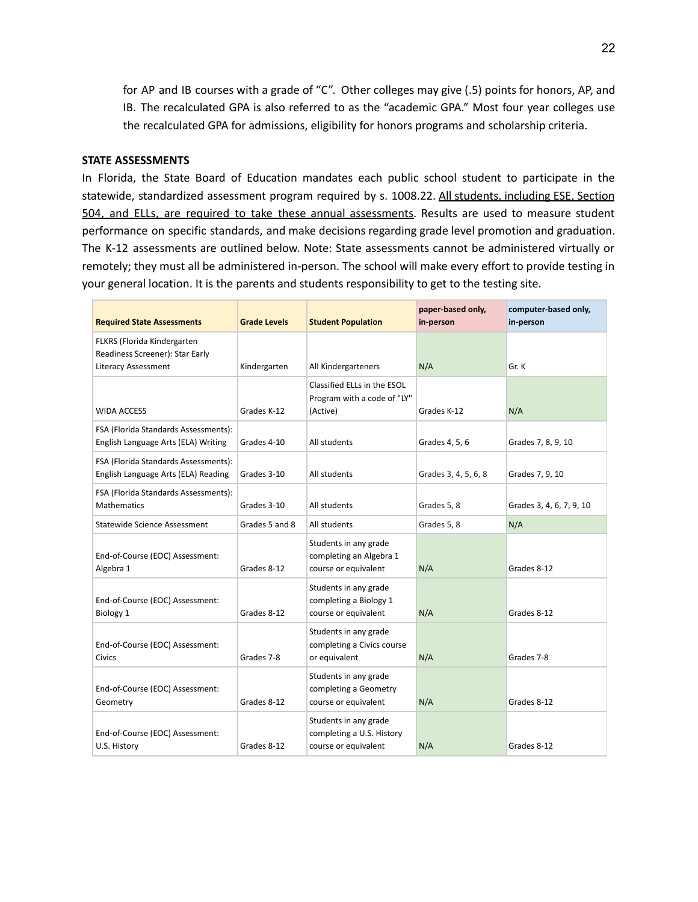for AP and IB courses with a grade of "C". Other colleges may give (.5) points for honors, AP, and IB. The recalculated GPA is also referred to as the "academic GPA." Most four year colleges use the recalculated GPA for admissions, eligibility for honors programs and scholarship criteria.

**STATE ASSESSMENTS**

In Florida, the State Board of Education mandates each public school student to participate in the statewide, standardized assessment program required by s. 1008.22. <u>All students, including ESE, Section 504, and ELLs, are required to take these annual assessments</u>. Results are used to measure student performance on specific standards, and make decisions regarding grade level promotion and graduation. The K-12 assessments are outlined below. Note: State assessments cannot be administered virtually or remotely; they must all be administered in-person. The school will make every effort to provide testing in your general location. It is the parents and students responsibility to get to the testing site.

| Required State Assessments | Grade Levels | Student Population | paper-based only, in-person | computer-based only, in-person |
|---|---|---|---|---|
| FLKRS (Florida Kindergarten Readiness Screener): Star Early Literacy Assessment | Kindergarten | All Kindergarteners | N/A | Gr. K |
| WIDA ACCESS | Grades K-12 | Classified ELLs in the ESOL Program with a code of "LY" (Active) | Grades K-12 | N/A |
| FSA (Florida Standards Assessments): English Language Arts (ELA) Writing | Grades 4-10 | All students | Grades 4, 5, 6 | Grades 7, 8, 9, 10 |
| FSA (Florida Standards Assessments): English Language Arts (ELA) Reading | Grades 3-10 | All students | Grades 3, 4, 5, 6, 8 | Grades 7, 9, 10 |
| FSA (Florida Standards Assessments): Mathematics | Grades 3-10 | All students | Grades 5, 8 | Grades 3, 4, 6, 7, 9, 10 |
| Statewide Science Assessment | Grades 5 and 8 | All students | Grades 5, 8 | N/A |
| End-of-Course (EOC) Assessment: Algebra 1 | Grades 8-12 | Students in any grade completing an Algebra 1 course or equivalent | N/A | Grades 8-12 |
| End-of-Course (EOC) Assessment: Biology 1 | Grades 8-12 | Students in any grade completing a Biology 1 course or equivalent | N/A | Grades 8-12 |
| End-of-Course (EOC) Assessment: Civics | Grades 7-8 | Students in any grade completing a Civics course or equivalent | N/A | Grades 7-8 |
| End-of-Course (EOC) Assessment: Geometry | Grades 8-12 | Students in any grade completing a Geometry course or equivalent | N/A | Grades 8-12 |
| End-of-Course (EOC) Assessment: U.S. History | Grades 8-12 | Students in any grade completing a U.S. History course or equivalent | N/A | Grades 8-12 |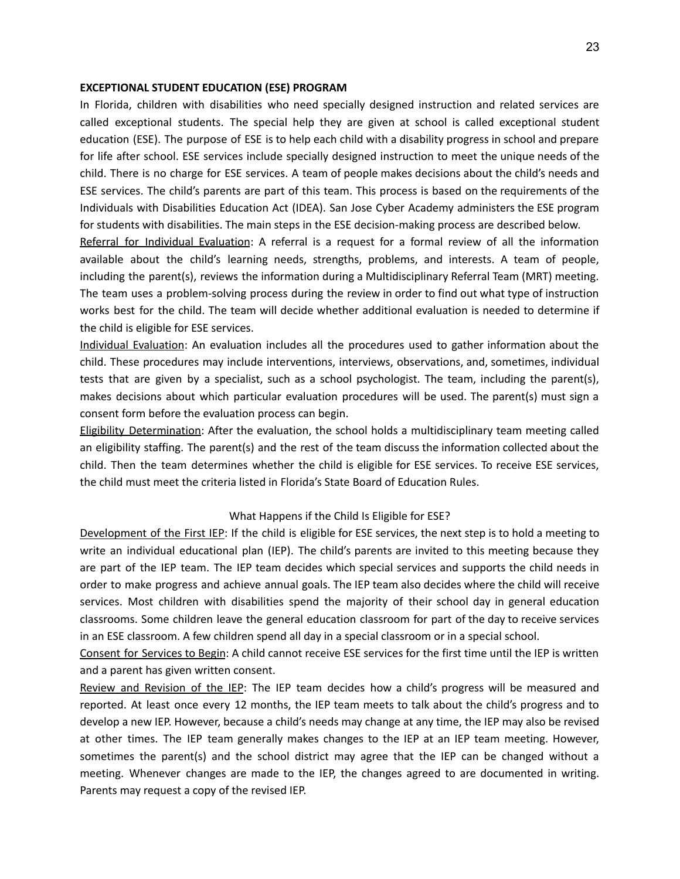**EXCEPTIONAL STUDENT EDUCATION (ESE) PROGRAM**

In Florida, children with disabilities who need specially designed instruction and related services are called exceptional students. The special help they are given at school is called exceptional student education (ESE). The purpose of ESE is to help each child with a disability progress in school and prepare for life after school. ESE services include specially designed instruction to meet the unique needs of the child. There is no charge for ESE services. A team of people makes decisions about the child's needs and ESE services. The child's parents are part of this team. This process is based on the requirements of the Individuals with Disabilities Education Act (IDEA). San Jose Cyber Academy administers the ESE program for students with disabilities. The main steps in the ESE decision-making process are described below.

<u>Referral for Individual Evaluation</u>: A referral is a request for a formal review of all the information available about the child's learning needs, strengths, problems, and interests. A team of people, including the parent(s), reviews the information during a Multidisciplinary Referral Team (MRT) meeting. The team uses a problem-solving process during the review in order to find out what type of instruction works best for the child. The team will decide whether additional evaluation is needed to determine if the child is eligible for ESE services.

<u>Individual Evaluation</u>: An evaluation includes all the procedures used to gather information about the child. These procedures may include interventions, interviews, observations, and, sometimes, individual tests that are given by a specialist, such as a school psychologist. The team, including the parent(s), makes decisions about which particular evaluation procedures will be used. The parent(s) must sign a consent form before the evaluation process can begin.

<u>Eligibility Determination</u>: After the evaluation, the school holds a multidisciplinary team meeting called an eligibility staffing. The parent(s) and the rest of the team discuss the information collected about the child. Then the team determines whether the child is eligible for ESE services. To receive ESE services, the child must meet the criteria listed in Florida's State Board of Education Rules.

What Happens if the Child Is Eligible for ESE?

<u>Development of the First IEP</u>: If the child is eligible for ESE services, the next step is to hold a meeting to write an individual educational plan (IEP). The child's parents are invited to this meeting because they are part of the IEP team. The IEP team decides which special services and supports the child needs in order to make progress and achieve annual goals. The IEP team also decides where the child will receive services. Most children with disabilities spend the majority of their school day in general education classrooms. Some children leave the general education classroom for part of the day to receive services in an ESE classroom. A few children spend all day in a special classroom or in a special school.

<u>Consent for Services to Begin</u>: A child cannot receive ESE services for the first time until the IEP is written and a parent has given written consent.

<u>Review and Revision of the IEP</u>: The IEP team decides how a child's progress will be measured and reported. At least once every 12 months, the IEP team meets to talk about the child's progress and to develop a new IEP. However, because a child's needs may change at any time, the IEP may also be revised at other times. The IEP team generally makes changes to the IEP at an IEP team meeting. However, sometimes the parent(s) and the school district may agree that the IEP can be changed without a meeting. Whenever changes are made to the IEP, the changes agreed to are documented in writing. Parents may request a copy of the revised IEP.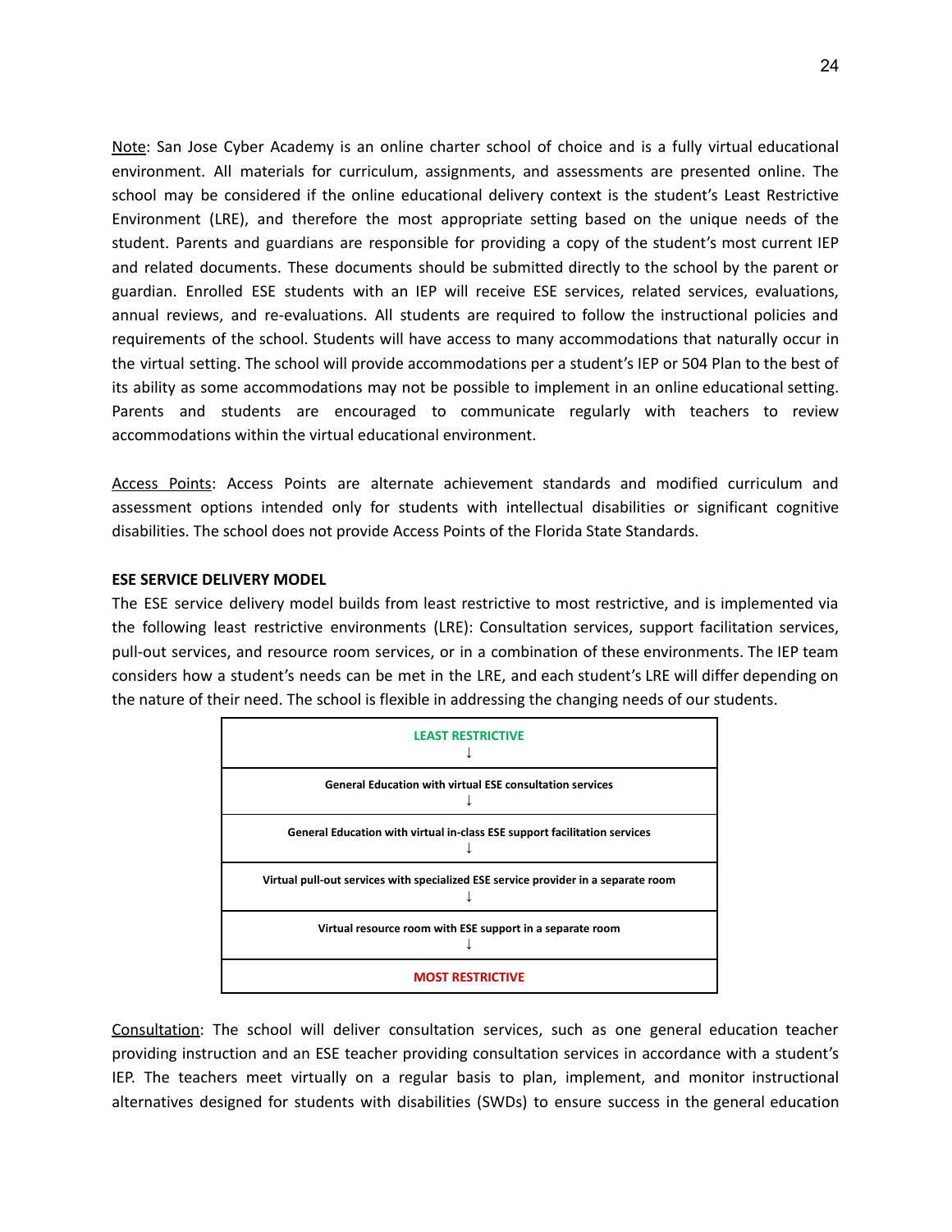<u>Note</u>: San Jose Cyber Academy is an online charter school of choice and is a fully virtual educational environment. All materials for curriculum, assignments, and assessments are presented online. The school may be considered if the online educational delivery context is the student's Least Restrictive Environment (LRE), and therefore the most appropriate setting based on the unique needs of the student. Parents and guardians are responsible for providing a copy of the student's most current IEP and related documents. These documents should be submitted directly to the school by the parent or guardian. Enrolled ESE students with an IEP will receive ESE services, related services, evaluations, annual reviews, and re-evaluations. All students are required to follow the instructional policies and requirements of the school. Students will have access to many accommodations that naturally occur in the virtual setting. The school will provide accommodations per a student's IEP or 504 Plan to the best of its ability as some accommodations may not be possible to implement in an online educational setting. Parents and students are encouraged to communicate regularly with teachers to review accommodations within the virtual educational environment.

<u>Access Points</u>: Access Points are alternate achievement standards and modified curriculum and assessment options intended only for students with intellectual disabilities or significant cognitive disabilities. The school does not provide Access Points of the Florida State Standards.

**ESE SERVICE DELIVERY MODEL**

The ESE service delivery model builds from least restrictive to most restrictive, and is implemented via the following least restrictive environments (LRE): Consultation services, support facilitation services, pull-out services, and resource room services, or in a combination of these environments. The IEP team considers how a student's needs can be met in the LRE, and each student's LRE will differ depending on the nature of their need. The school is flexible in addressing the changing needs of our students.

| **LEAST RESTRICTIVE** ↓ |
|---|
| **General Education with virtual ESE consultation services** ↓ |
| **General Education with virtual in-class ESE support facilitation services** ↓ |
| **Virtual pull-out services with specialized ESE service provider in a separate room** ↓ |
| **Virtual resource room with ESE support in a separate room** ↓ |
| **MOST RESTRICTIVE** |

<u>Consultation</u>: The school will deliver consultation services, such as one general education teacher providing instruction and an ESE teacher providing consultation services in accordance with a student's IEP. The teachers meet virtually on a regular basis to plan, implement, and monitor instructional alternatives designed for students with disabilities (SWDs) to ensure success in the general education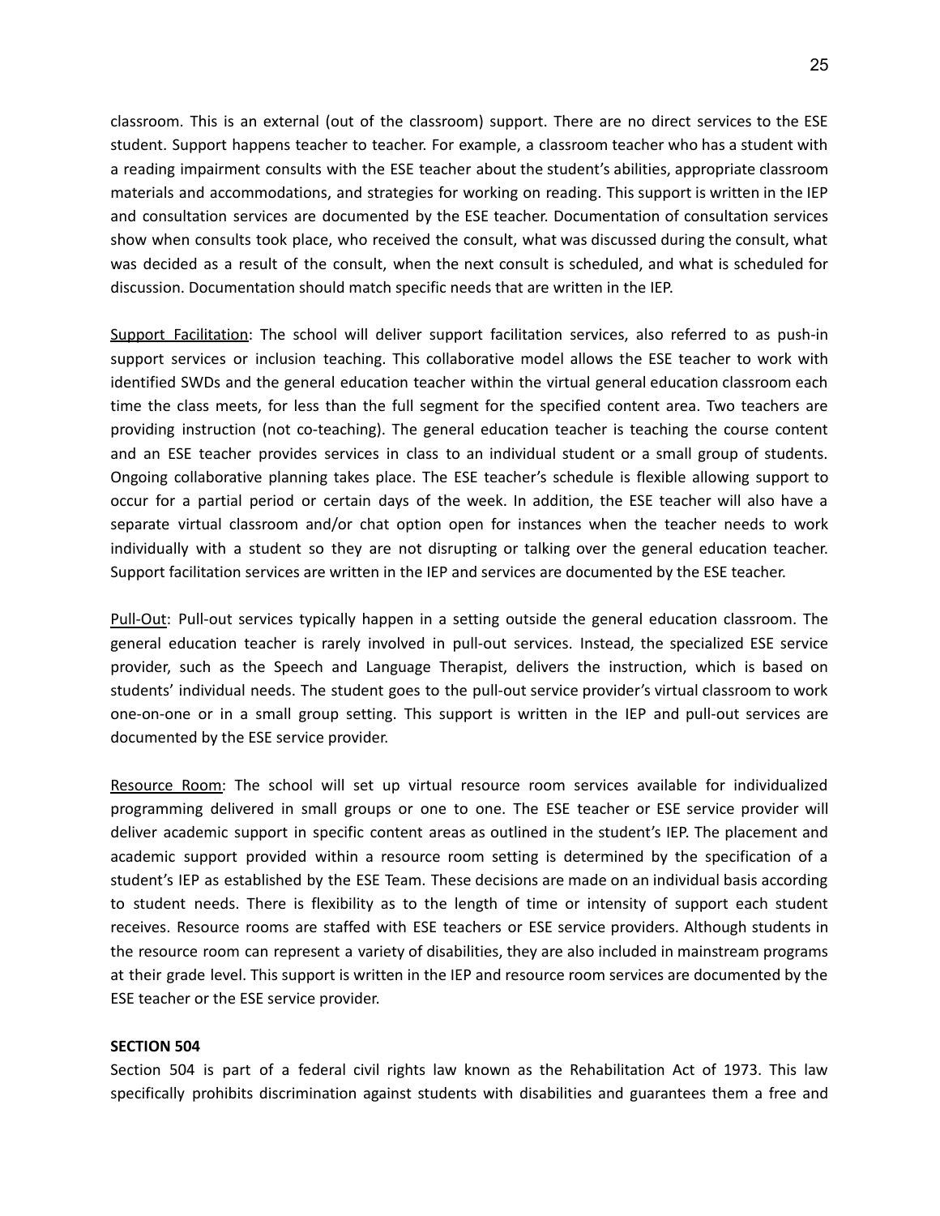classroom. This is an external (out of the classroom) support. There are no direct services to the ESE student. Support happens teacher to teacher. For example, a classroom teacher who has a student with a reading impairment consults with the ESE teacher about the student's abilities, appropriate classroom materials and accommodations, and strategies for working on reading. This support is written in the IEP and consultation services are documented by the ESE teacher. Documentation of consultation services show when consults took place, who received the consult, what was discussed during the consult, what was decided as a result of the consult, when the next consult is scheduled, and what is scheduled for discussion. Documentation should match specific needs that are written in the IEP.

<u>Support Facilitation</u>: The school will deliver support facilitation services, also referred to as push-in support services or inclusion teaching. This collaborative model allows the ESE teacher to work with identified SWDs and the general education teacher within the virtual general education classroom each time the class meets, for less than the full segment for the specified content area. Two teachers are providing instruction (not co-teaching). The general education teacher is teaching the course content and an ESE teacher provides services in class to an individual student or a small group of students. Ongoing collaborative planning takes place. The ESE teacher's schedule is flexible allowing support to occur for a partial period or certain days of the week. In addition, the ESE teacher will also have a separate virtual classroom and/or chat option open for instances when the teacher needs to work individually with a student so they are not disrupting or talking over the general education teacher. Support facilitation services are written in the IEP and services are documented by the ESE teacher.

<u>Pull-Out</u>: Pull-out services typically happen in a setting outside the general education classroom. The general education teacher is rarely involved in pull-out services. Instead, the specialized ESE service provider, such as the Speech and Language Therapist, delivers the instruction, which is based on students' individual needs. The student goes to the pull-out service provider's virtual classroom to work one-on-one or in a small group setting. This support is written in the IEP and pull-out services are documented by the ESE service provider.

<u>Resource Room</u>: The school will set up virtual resource room services available for individualized programming delivered in small groups or one to one. The ESE teacher or ESE service provider will deliver academic support in specific content areas as outlined in the student's IEP. The placement and academic support provided within a resource room setting is determined by the specification of a student's IEP as established by the ESE Team. These decisions are made on an individual basis according to student needs. There is flexibility as to the length of time or intensity of support each student receives. Resource rooms are staffed with ESE teachers or ESE service providers. Although students in the resource room can represent a variety of disabilities, they are also included in mainstream programs at their grade level. This support is written in the IEP and resource room services are documented by the ESE teacher or the ESE service provider.

**SECTION 504**

Section 504 is part of a federal civil rights law known as the Rehabilitation Act of 1973. This law specifically prohibits discrimination against students with disabilities and guarantees them a free and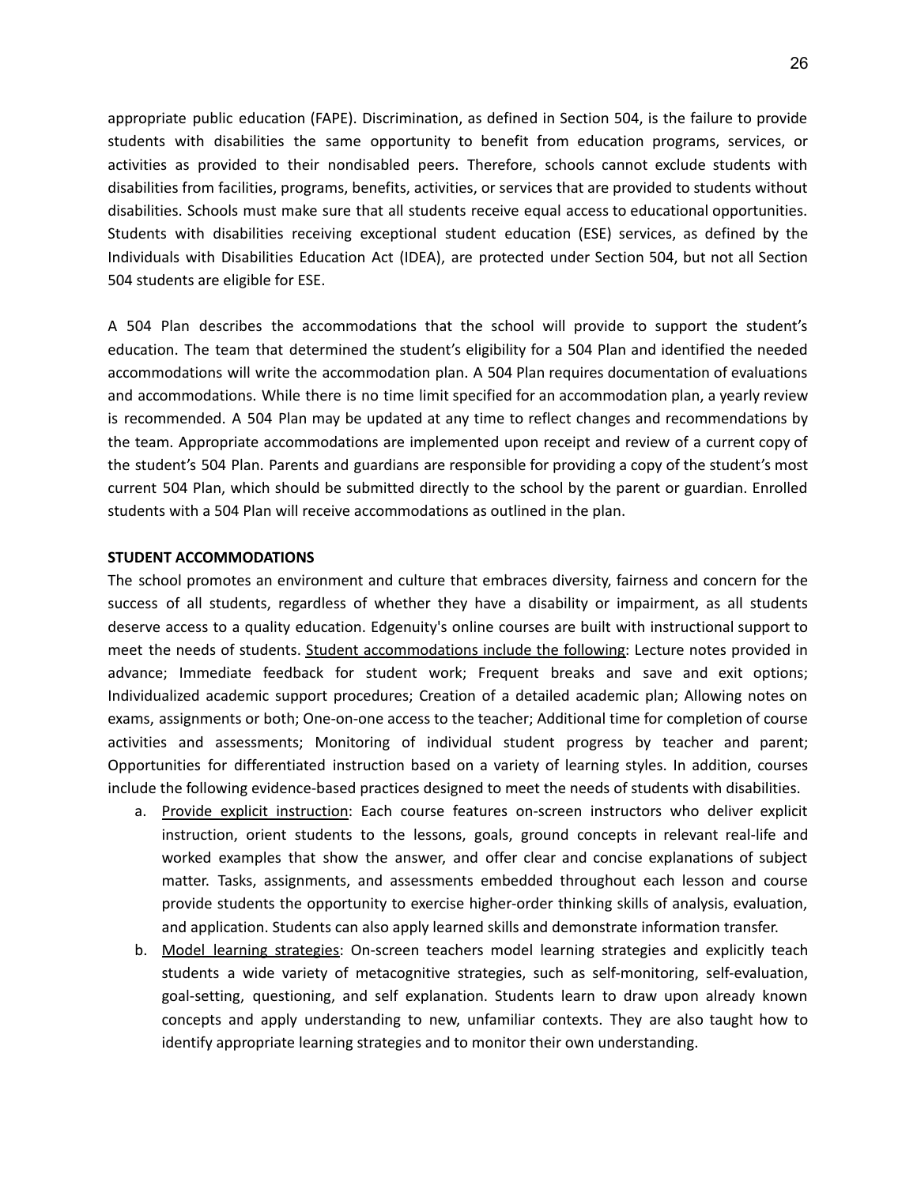appropriate public education (FAPE). Discrimination, as defined in Section 504, is the failure to provide students with disabilities the same opportunity to benefit from education programs, services, or activities as provided to their nondisabled peers. Therefore, schools cannot exclude students with disabilities from facilities, programs, benefits, activities, or services that are provided to students without disabilities. Schools must make sure that all students receive equal access to educational opportunities. Students with disabilities receiving exceptional student education (ESE) services, as defined by the Individuals with Disabilities Education Act (IDEA), are protected under Section 504, but not all Section 504 students are eligible for ESE.

A 504 Plan describes the accommodations that the school will provide to support the student's education. The team that determined the student's eligibility for a 504 Plan and identified the needed accommodations will write the accommodation plan. A 504 Plan requires documentation of evaluations and accommodations. While there is no time limit specified for an accommodation plan, a yearly review is recommended. A 504 Plan may be updated at any time to reflect changes and recommendations by the team. Appropriate accommodations are implemented upon receipt and review of a current copy of the student's 504 Plan. Parents and guardians are responsible for providing a copy of the student's most current 504 Plan, which should be submitted directly to the school by the parent or guardian. Enrolled students with a 504 Plan will receive accommodations as outlined in the plan.

**STUDENT ACCOMMODATIONS**

The school promotes an environment and culture that embraces diversity, fairness and concern for the success of all students, regardless of whether they have a disability or impairment, as all students deserve access to a quality education. Edgenuity's online courses are built with instructional support to meet the needs of students. <u>Student accommodations include the following</u>: Lecture notes provided in advance; Immediate feedback for student work; Frequent breaks and save and exit options; Individualized academic support procedures; Creation of a detailed academic plan; Allowing notes on exams, assignments or both; One-on-one access to the teacher; Additional time for completion of course activities and assessments; Monitoring of individual student progress by teacher and parent; Opportunities for differentiated instruction based on a variety of learning styles. In addition, courses include the following evidence-based practices designed to meet the needs of students with disabilities.

a. <u>Provide explicit instruction</u>: Each course features on-screen instructors who deliver explicit instruction, orient students to the lessons, goals, ground concepts in relevant real-life and worked examples that show the answer, and offer clear and concise explanations of subject matter. Tasks, assignments, and assessments embedded throughout each lesson and course provide students the opportunity to exercise higher-order thinking skills of analysis, evaluation, and application. Students can also apply learned skills and demonstrate information transfer.
b. <u>Model learning strategies</u>: On-screen teachers model learning strategies and explicitly teach students a wide variety of metacognitive strategies, such as self-monitoring, self-evaluation, goal-setting, questioning, and self explanation. Students learn to draw upon already known concepts and apply understanding to new, unfamiliar contexts. They are also taught how to identify appropriate learning strategies and to monitor their own understanding.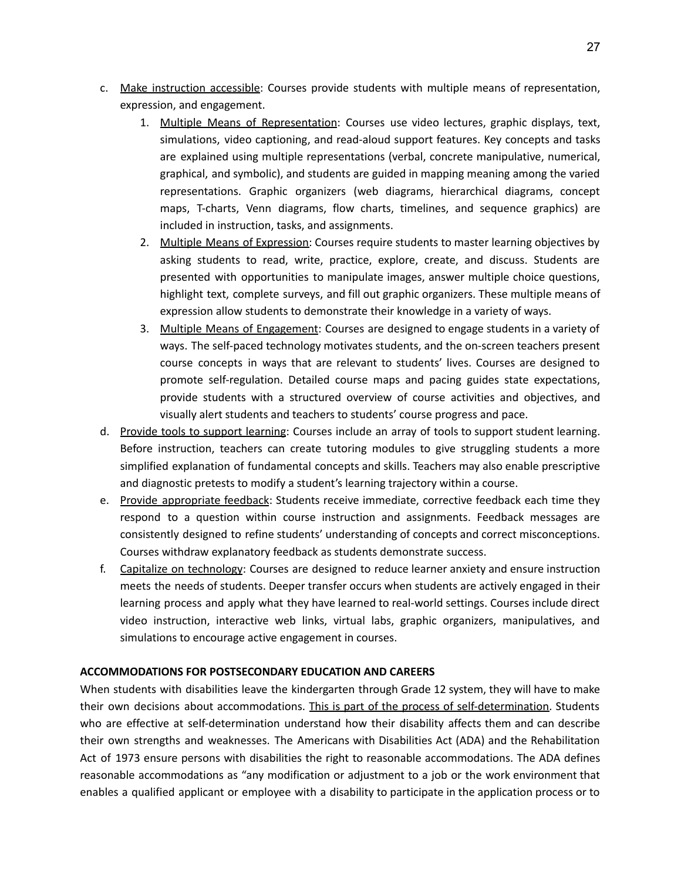c. Make instruction accessible: Courses provide students with multiple means of representation, expression, and engagement.

    1. Multiple Means of Representation: Courses use video lectures, graphic displays, text, simulations, video captioning, and read-aloud support features. Key concepts and tasks are explained using multiple representations (verbal, concrete manipulative, numerical, graphical, and symbolic), and students are guided in mapping meaning among the varied representations. Graphic organizers (web diagrams, hierarchical diagrams, concept maps, T-charts, Venn diagrams, flow charts, timelines, and sequence graphics) are included in instruction, tasks, and assignments.
    2. Multiple Means of Expression: Courses require students to master learning objectives by asking students to read, write, practice, explore, create, and discuss. Students are presented with opportunities to manipulate images, answer multiple choice questions, highlight text, complete surveys, and fill out graphic organizers. These multiple means of expression allow students to demonstrate their knowledge in a variety of ways.
    3. Multiple Means of Engagement: Courses are designed to engage students in a variety of ways. The self-paced technology motivates students, and the on-screen teachers present course concepts in ways that are relevant to students' lives. Courses are designed to promote self-regulation. Detailed course maps and pacing guides state expectations, provide students with a structured overview of course activities and objectives, and visually alert students and teachers to students' course progress and pace.

d. Provide tools to support learning: Courses include an array of tools to support student learning. Before instruction, teachers can create tutoring modules to give struggling students a more simplified explanation of fundamental concepts and skills. Teachers may also enable prescriptive and diagnostic pretests to modify a student's learning trajectory within a course.

e. Provide appropriate feedback: Students receive immediate, corrective feedback each time they respond to a question within course instruction and assignments. Feedback messages are consistently designed to refine students' understanding of concepts and correct misconceptions. Courses withdraw explanatory feedback as students demonstrate success.

f. Capitalize on technology: Courses are designed to reduce learner anxiety and ensure instruction meets the needs of students. Deeper transfer occurs when students are actively engaged in their learning process and apply what they have learned to real-world settings. Courses include direct video instruction, interactive web links, virtual labs, graphic organizers, manipulatives, and simulations to encourage active engagement in courses.

**ACCOMMODATIONS FOR POSTSECONDARY EDUCATION AND CAREERS**

When students with disabilities leave the kindergarten through Grade 12 system, they will have to make their own decisions about accommodations. This is part of the process of self-determination. Students who are effective at self-determination understand how their disability affects them and can describe their own strengths and weaknesses. The Americans with Disabilities Act (ADA) and the Rehabilitation Act of 1973 ensure persons with disabilities the right to reasonable accommodations. The ADA defines reasonable accommodations as "any modification or adjustment to a job or the work environment that enables a qualified applicant or employee with a disability to participate in the application process or to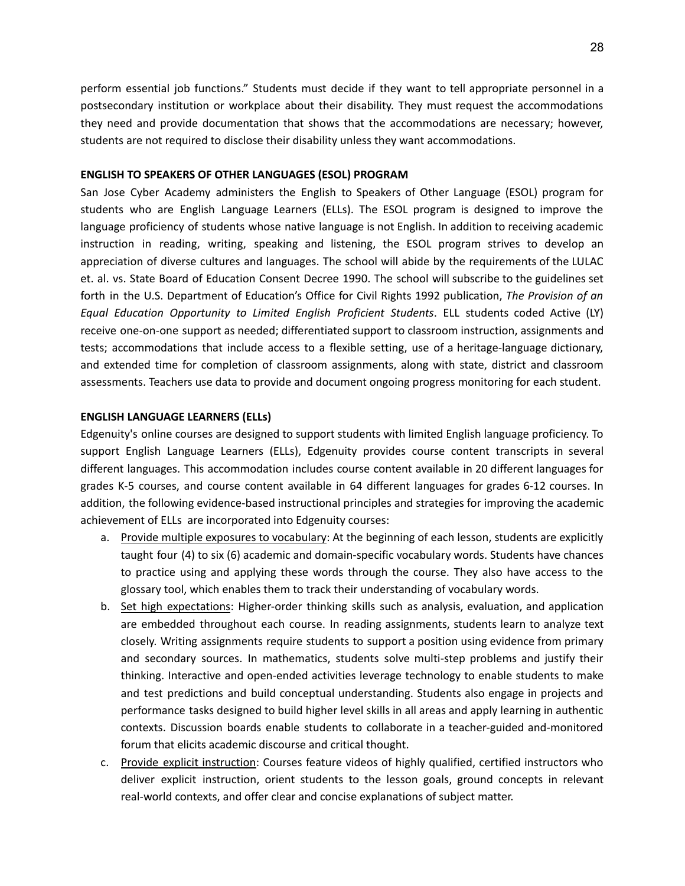perform essential job functions.” Students must decide if they want to tell appropriate personnel in a postsecondary institution or workplace about their disability. They must request the accommodations they need and provide documentation that shows that the accommodations are necessary; however, students are not required to disclose their disability unless they want accommodations.

**ENGLISH TO SPEAKERS OF OTHER LANGUAGES (ESOL) PROGRAM**

San Jose Cyber Academy administers the English to Speakers of Other Language (ESOL) program for students who are English Language Learners (ELLs). The ESOL program is designed to improve the language proficiency of students whose native language is not English. In addition to receiving academic instruction in reading, writing, speaking and listening, the ESOL program strives to develop an appreciation of diverse cultures and languages. The school will abide by the requirements of the LULAC et. al. vs. State Board of Education Consent Decree 1990. The school will subscribe to the guidelines set forth in the U.S. Department of Education’s Office for Civil Rights 1992 publication, *The Provision of an Equal Education Opportunity to Limited English Proficient Students*. ELL students coded Active (LY) receive one-on-one support as needed; differentiated support to classroom instruction, assignments and tests; accommodations that include access to a flexible setting, use of a heritage-language dictionary, and extended time for completion of classroom assignments, along with state, district and classroom assessments. Teachers use data to provide and document ongoing progress monitoring for each student.

**ENGLISH LANGUAGE LEARNERS (ELLs)**

Edgenuity's online courses are designed to support students with limited English language proficiency. To support English Language Learners (ELLs), Edgenuity provides course content transcripts in several different languages. This accommodation includes course content available in 20 different languages for grades K-5 courses, and course content available in 64 different languages for grades 6-12 courses. In addition, the following evidence-based instructional principles and strategies for improving the academic achievement of ELLs are incorporated into Edgenuity courses:

a. <u>Provide multiple exposures to vocabulary</u>: At the beginning of each lesson, students are explicitly taught four (4) to six (6) academic and domain-specific vocabulary words. Students have chances to practice using and applying these words through the course. They also have access to the glossary tool, which enables them to track their understanding of vocabulary words.
b. <u>Set high expectations</u>: Higher-order thinking skills such as analysis, evaluation, and application are embedded throughout each course. In reading assignments, students learn to analyze text closely. Writing assignments require students to support a position using evidence from primary and secondary sources. In mathematics, students solve multi-step problems and justify their thinking. Interactive and open-ended activities leverage technology to enable students to make and test predictions and build conceptual understanding. Students also engage in projects and performance tasks designed to build higher level skills in all areas and apply learning in authentic contexts. Discussion boards enable students to collaborate in a teacher-guided and-monitored forum that elicits academic discourse and critical thought.
c. <u>Provide explicit instruction</u>: Courses feature videos of highly qualified, certified instructors who deliver explicit instruction, orient students to the lesson goals, ground concepts in relevant real-world contexts, and offer clear and concise explanations of subject matter.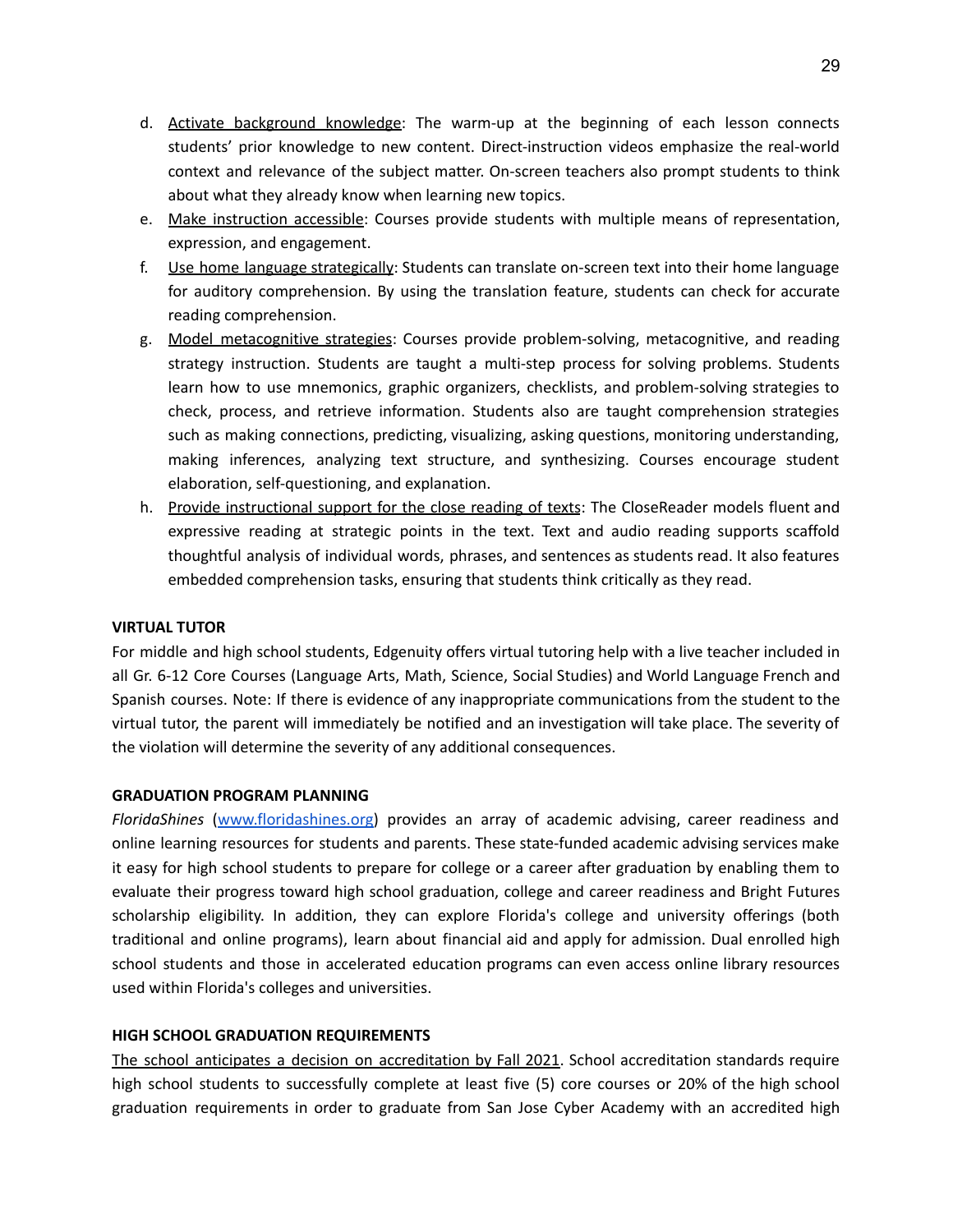d. <u>Activate background knowledge</u>: The warm-up at the beginning of each lesson connects students' prior knowledge to new content. Direct-instruction videos emphasize the real-world context and relevance of the subject matter. On-screen teachers also prompt students to think about what they already know when learning new topics.

e. <u>Make instruction accessible</u>: Courses provide students with multiple means of representation, expression, and engagement.

f. <u>Use home language strategically</u>: Students can translate on-screen text into their home language for auditory comprehension. By using the translation feature, students can check for accurate reading comprehension.

g. <u>Model metacognitive strategies</u>: Courses provide problem-solving, metacognitive, and reading strategy instruction. Students are taught a multi-step process for solving problems. Students learn how to use mnemonics, graphic organizers, checklists, and problem-solving strategies to check, process, and retrieve information. Students also are taught comprehension strategies such as making connections, predicting, visualizing, asking questions, monitoring understanding, making inferences, analyzing text structure, and synthesizing. Courses encourage student elaboration, self-questioning, and explanation.

h. <u>Provide instructional support for the close reading of texts</u>: The CloseReader models fluent and expressive reading at strategic points in the text. Text and audio reading supports scaffold thoughtful analysis of individual words, phrases, and sentences as students read. It also features embedded comprehension tasks, ensuring that students think critically as they read.

**VIRTUAL TUTOR**

For middle and high school students, Edgenuity offers virtual tutoring help with a live teacher included in all Gr. 6-12 Core Courses (Language Arts, Math, Science, Social Studies) and World Language French and Spanish courses. Note: If there is evidence of any inappropriate communications from the student to the virtual tutor, the parent will immediately be notified and an investigation will take place. The severity of the violation will determine the severity of any additional consequences.

**GRADUATION PROGRAM PLANNING**

*FloridaShines* ([www.floridashines.org](www.floridashines.org)) provides an array of academic advising, career readiness and online learning resources for students and parents. These state-funded academic advising services make it easy for high school students to prepare for college or a career after graduation by enabling them to evaluate their progress toward high school graduation, college and career readiness and Bright Futures scholarship eligibility. In addition, they can explore Florida's college and university offerings (both traditional and online programs), learn about financial aid and apply for admission. Dual enrolled high school students and those in accelerated education programs can even access online library resources used within Florida's colleges and universities.

**HIGH SCHOOL GRADUATION REQUIREMENTS**

<u>The school anticipates a decision on accreditation by Fall 2021</u>. School accreditation standards require high school students to successfully complete at least five (5) core courses or 20% of the high school graduation requirements in order to graduate from San Jose Cyber Academy with an accredited high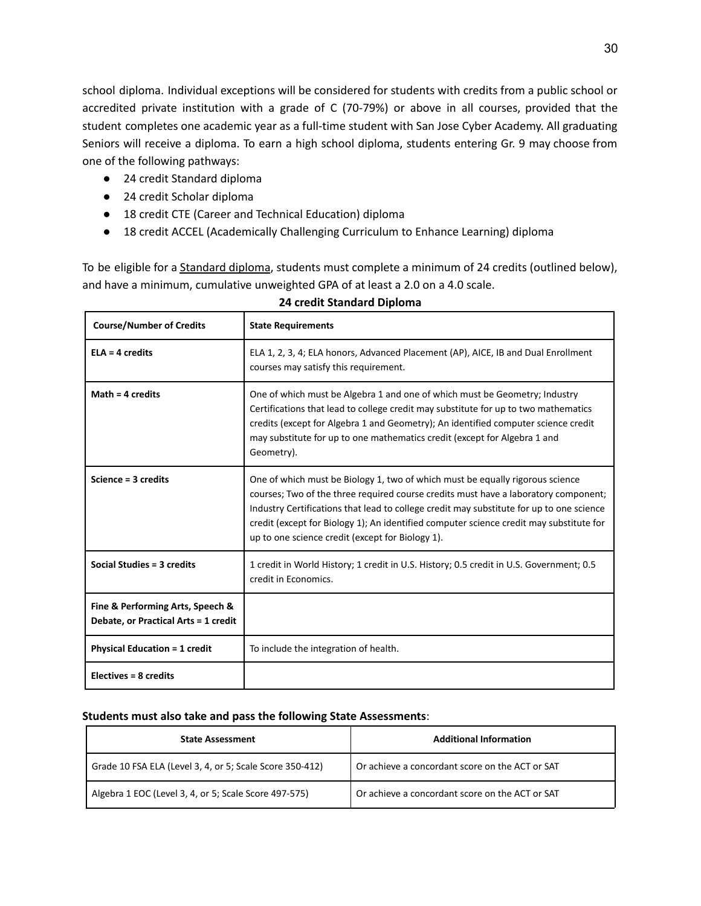school diploma. Individual exceptions will be considered for students with credits from a public school or accredited private institution with a grade of C (70-79%) or above in all courses, provided that the student completes one academic year as a full-time student with San Jose Cyber Academy. All graduating Seniors will receive a diploma. To earn a high school diploma, students entering Gr. 9 may choose from one of the following pathways:

- 24 credit Standard diploma
- 24 credit Scholar diploma
- 18 credit CTE (Career and Technical Education) diploma
- 18 credit ACCEL (Academically Challenging Curriculum to Enhance Learning) diploma

To be eligible for a Standard diploma, students must complete a minimum of 24 credits (outlined below), and have a minimum, cumulative unweighted GPA of at least a 2.0 on a 4.0 scale.

**24 credit Standard Diploma**

| **Course/Number of Credits** | **State Requirements** |
|---|---|
| **ELA = 4 credits** | ELA 1, 2, 3, 4; ELA honors, Advanced Placement (AP), AICE, IB and Dual Enrollment courses may satisfy this requirement. |
| **Math = 4 credits** | One of which must be Algebra 1 and one of which must be Geometry; Industry Certifications that lead to college credit may substitute for up to two mathematics credits (except for Algebra 1 and Geometry); An identified computer science credit may substitute for up to one mathematics credit (except for Algebra 1 and Geometry). |
| **Science = 3 credits** | One of which must be Biology 1, two of which must be equally rigorous science courses; Two of the three required course credits must have a laboratory component; Industry Certifications that lead to college credit may substitute for up to one science credit (except for Biology 1); An identified computer science credit may substitute for up to one science credit (except for Biology 1). |
| **Social Studies = 3 credits** | 1 credit in World History; 1 credit in U.S. History; 0.5 credit in U.S. Government; 0.5 credit in Economics. |
| **Fine & Performing Arts, Speech & Debate, or Practical Arts = 1 credit** | |
| **Physical Education = 1 credit** | To include the integration of health. |
| **Electives = 8 credits** | |

**Students must also take and pass the following State Assessments**:

| **State Assessment** | **Additional Information** |
|---|---|
| Grade 10 FSA ELA (Level 3, 4, or 5; Scale Score 350-412) | Or achieve a concordant score on the ACT or SAT |
| Algebra 1 EOC (Level 3, 4, or 5; Scale Score 497-575) | Or achieve a concordant score on the ACT or SAT |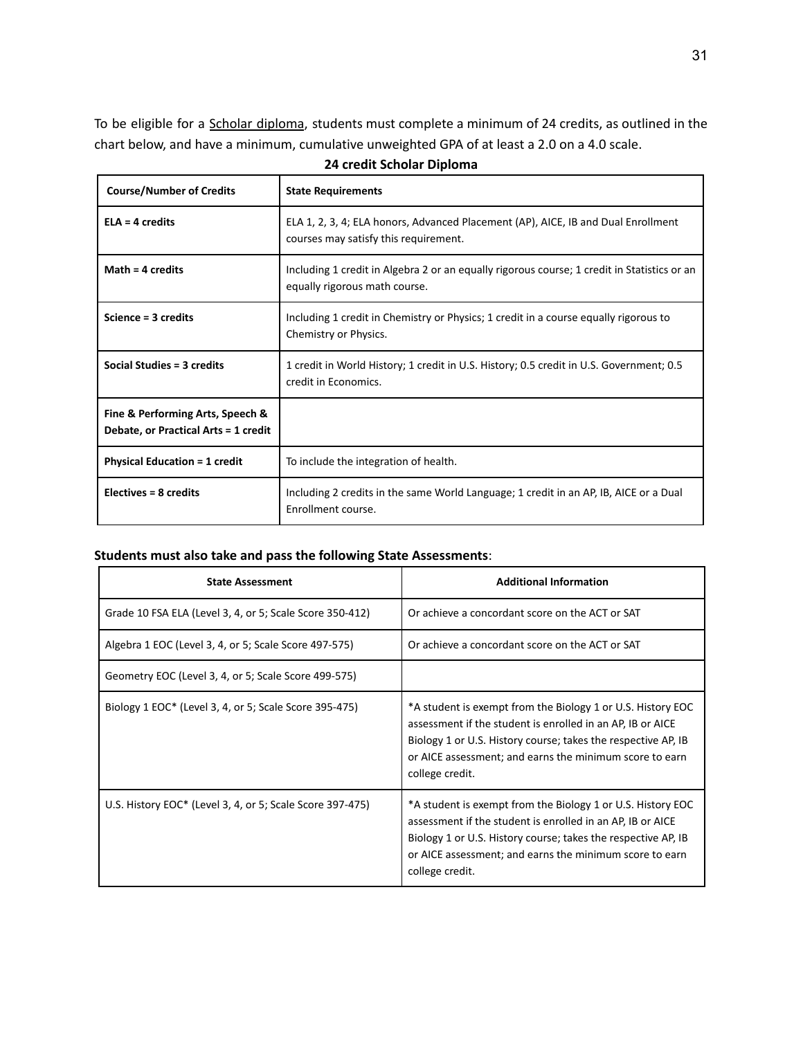To be eligible for a Scholar diploma, students must complete a minimum of 24 credits, as outlined in the chart below, and have a minimum, cumulative unweighted GPA of at least a 2.0 on a 4.0 scale.

**24 credit Scholar Diploma**

| Course/Number of Credits | State Requirements |
|---|---|
| **ELA = 4 credits** | ELA 1, 2, 3, 4; ELA honors, Advanced Placement (AP), AICE, IB and Dual Enrollment courses may satisfy this requirement. |
| **Math = 4 credits** | Including 1 credit in Algebra 2 or an equally rigorous course; 1 credit in Statistics or an equally rigorous math course. |
| **Science = 3 credits** | Including 1 credit in Chemistry or Physics; 1 credit in a course equally rigorous to Chemistry or Physics. |
| **Social Studies = 3 credits** | 1 credit in World History; 1 credit in U.S. History; 0.5 credit in U.S. Government; 0.5 credit in Economics. |
| **Fine & Performing Arts, Speech & Debate, or Practical Arts = 1 credit** | |
| **Physical Education = 1 credit** | To include the integration of health. |
| **Electives = 8 credits** | Including 2 credits in the same World Language; 1 credit in an AP, IB, AICE or a Dual Enrollment course. |

**Students must also take and pass the following State Assessments**:

| State Assessment | Additional Information |
|---|---|
| Grade 10 FSA ELA (Level 3, 4, or 5; Scale Score 350-412) | Or achieve a concordant score on the ACT or SAT |
| Algebra 1 EOC (Level 3, 4, or 5; Scale Score 497-575) | Or achieve a concordant score on the ACT or SAT |
| Geometry EOC (Level 3, 4, or 5; Scale Score 499-575) | |
| Biology 1 EOC* (Level 3, 4, or 5; Scale Score 395-475) | *A student is exempt from the Biology 1 or U.S. History EOC assessment if the student is enrolled in an AP, IB or AICE Biology 1 or U.S. History course; takes the respective AP, IB or AICE assessment; and earns the minimum score to earn college credit. |
| U.S. History EOC* (Level 3, 4, or 5; Scale Score 397-475) | *A student is exempt from the Biology 1 or U.S. History EOC assessment if the student is enrolled in an AP, IB or AICE Biology 1 or U.S. History course; takes the respective AP, IB or AICE assessment; and earns the minimum score to earn college credit. |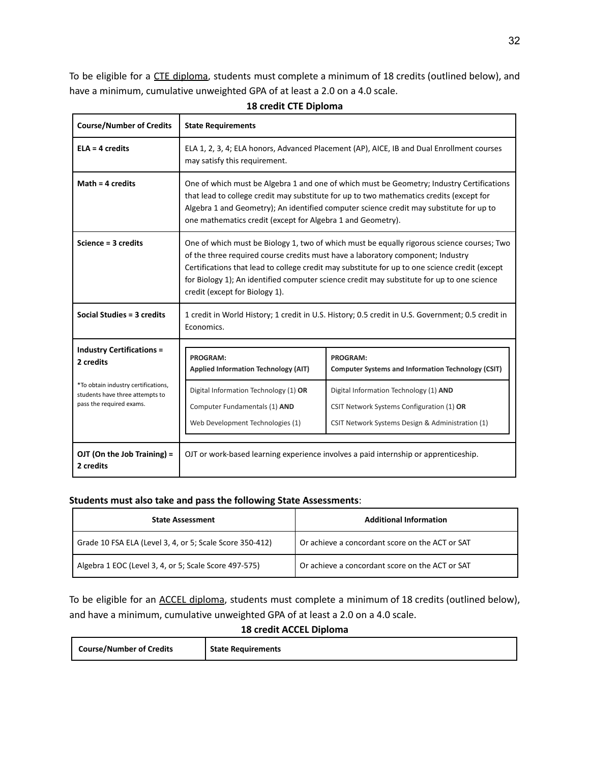To be eligible for a CTE diploma, students must complete a minimum of 18 credits (outlined below), and have a minimum, cumulative unweighted GPA of at least a 2.0 on a 4.0 scale.

**18 credit CTE Diploma**

| Course/Number of Credits | State Requirements | |
|---|---|---|
| **ELA = 4 credits** | ELA 1, 2, 3, 4; ELA honors, Advanced Placement (AP), AICE, IB and Dual Enrollment courses may satisfy this requirement. | |
| **Math = 4 credits** | One of which must be Algebra 1 and one of which must be Geometry; Industry Certifications that lead to college credit may substitute for up to two mathematics credits (except for Algebra 1 and Geometry); An identified computer science credit may substitute for up to one mathematics credit (except for Algebra 1 and Geometry). | |
| **Science = 3 credits** | One of which must be Biology 1, two of which must be equally rigorous science courses; Two of the three required course credits must have a laboratory component; Industry Certifications that lead to college credit may substitute for up to one science credit (except for Biology 1); An identified computer science credit may substitute for up to one science credit (except for Biology 1). | |
| **Social Studies = 3 credits** | 1 credit in World History; 1 credit in U.S. History; 0.5 credit in U.S. Government; 0.5 credit in Economics. | |
| **Industry Certifications = 2 credits**<br><br>*To obtain industry certifications, students have three attempts to pass the required exams. | **PROGRAM:**<br>**Applied Information Technology (AIT)**<br><br>Digital Information Technology (1) **OR**<br>Computer Fundamentals (1) **AND**<br>Web Development Technologies (1) | **PROGRAM:**<br>**Computer Systems and Information Technology (CSIT)**<br><br>Digital Information Technology (1) **AND**<br>CSIT Network Systems Configuration (1) **OR**<br>CSIT Network Systems Design & Administration (1) |
| **OJT (On the Job Training) = 2 credits** | OJT or work-based learning experience involves a paid internship or apprenticeship. | |

**Students must also take and pass the following State Assessments**:

| State Assessment | Additional Information |
|---|---|
| Grade 10 FSA ELA (Level 3, 4, or 5; Scale Score 350-412) | Or achieve a concordant score on the ACT or SAT |
| Algebra 1 EOC (Level 3, 4, or 5; Scale Score 497-575) | Or achieve a concordant score on the ACT or SAT |

To be eligible for an ACCEL diploma, students must complete a minimum of 18 credits (outlined below), and have a minimum, cumulative unweighted GPA of at least a 2.0 on a 4.0 scale.

**18 credit ACCEL Diploma**

| Course/Number of Credits | State Requirements |
|---|---|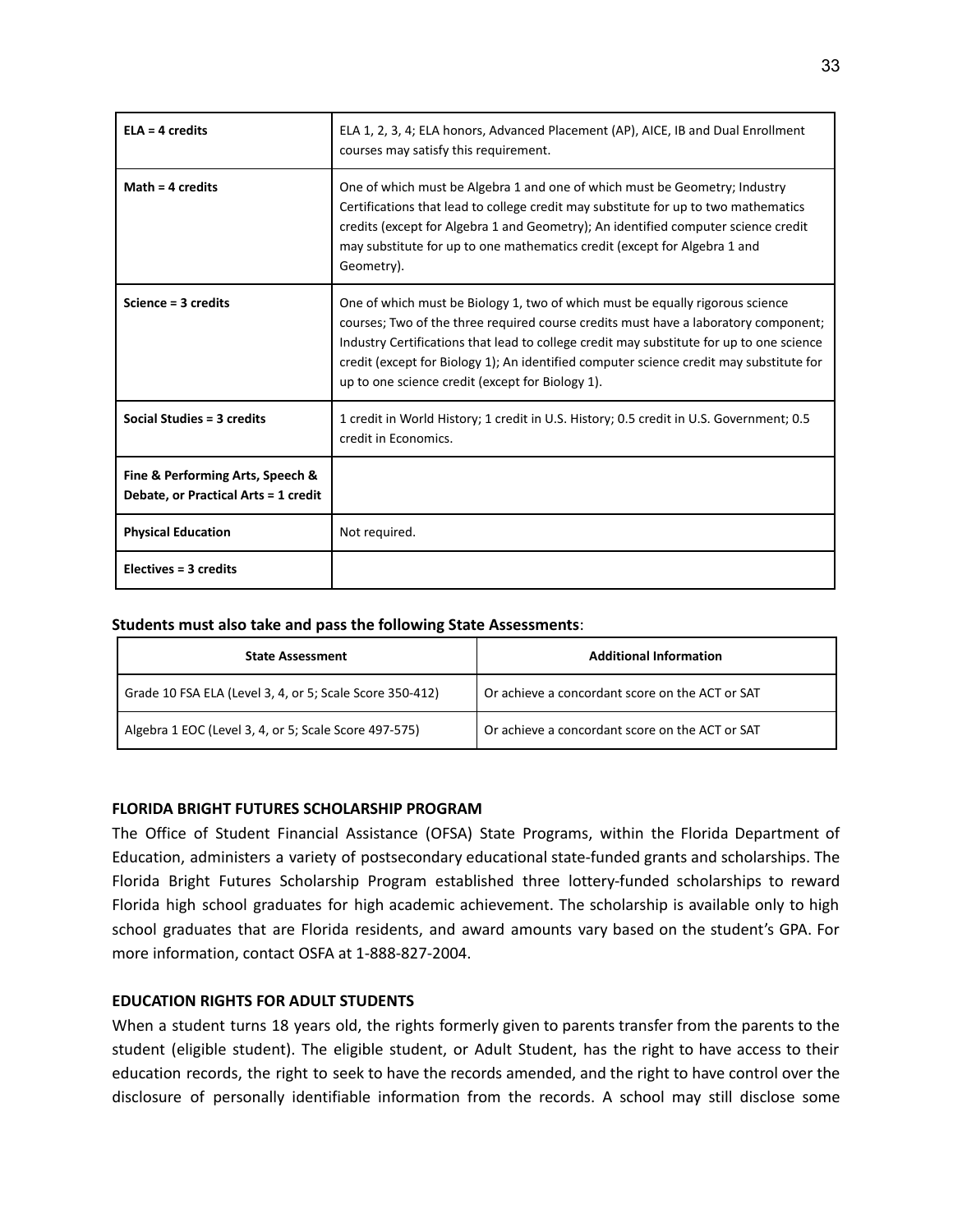| ELA = 4 credits | ELA 1, 2, 3, 4; ELA honors, Advanced Placement (AP), AICE, IB and Dual Enrollment courses may satisfy this requirement. |
|---|---|
| **Math = 4 credits** | One of which must be Algebra 1 and one of which must be Geometry; Industry Certifications that lead to college credit may substitute for up to two mathematics credits (except for Algebra 1 and Geometry); An identified computer science credit may substitute for up to one mathematics credit (except for Algebra 1 and Geometry). |
| **Science = 3 credits** | One of which must be Biology 1, two of which must be equally rigorous science courses; Two of the three required course credits must have a laboratory component; Industry Certifications that lead to college credit may substitute for up to one science credit (except for Biology 1); An identified computer science credit may substitute for up to one science credit (except for Biology 1). |
| **Social Studies = 3 credits** | 1 credit in World History; 1 credit in U.S. History; 0.5 credit in U.S. Government; 0.5 credit in Economics. |
| **Fine & Performing Arts, Speech & Debate, or Practical Arts = 1 credit** | |
| **Physical Education** | Not required. |
| **Electives = 3 credits** | |

**Students must also take and pass the following State Assessments**:

| State Assessment | Additional Information |
|---|---|
| Grade 10 FSA ELA (Level 3, 4, or 5; Scale Score 350-412) | Or achieve a concordant score on the ACT or SAT |
| Algebra 1 EOC (Level 3, 4, or 5; Scale Score 497-575) | Or achieve a concordant score on the ACT or SAT |

## FLORIDA BRIGHT FUTURES SCHOLARSHIP PROGRAM

The Office of Student Financial Assistance (OFSA) State Programs, within the Florida Department of Education, administers a variety of postsecondary educational state-funded grants and scholarships. The Florida Bright Futures Scholarship Program established three lottery-funded scholarships to reward Florida high school graduates for high academic achievement. The scholarship is available only to high school graduates that are Florida residents, and award amounts vary based on the student's GPA. For more information, contact OSFA at 1-888-827-2004.

## EDUCATION RIGHTS FOR ADULT STUDENTS

When a student turns 18 years old, the rights formerly given to parents transfer from the parents to the student (eligible student). The eligible student, or Adult Student, has the right to have access to their education records, the right to seek to have the records amended, and the right to have control over the disclosure of personally identifiable information from the records. A school may still disclose some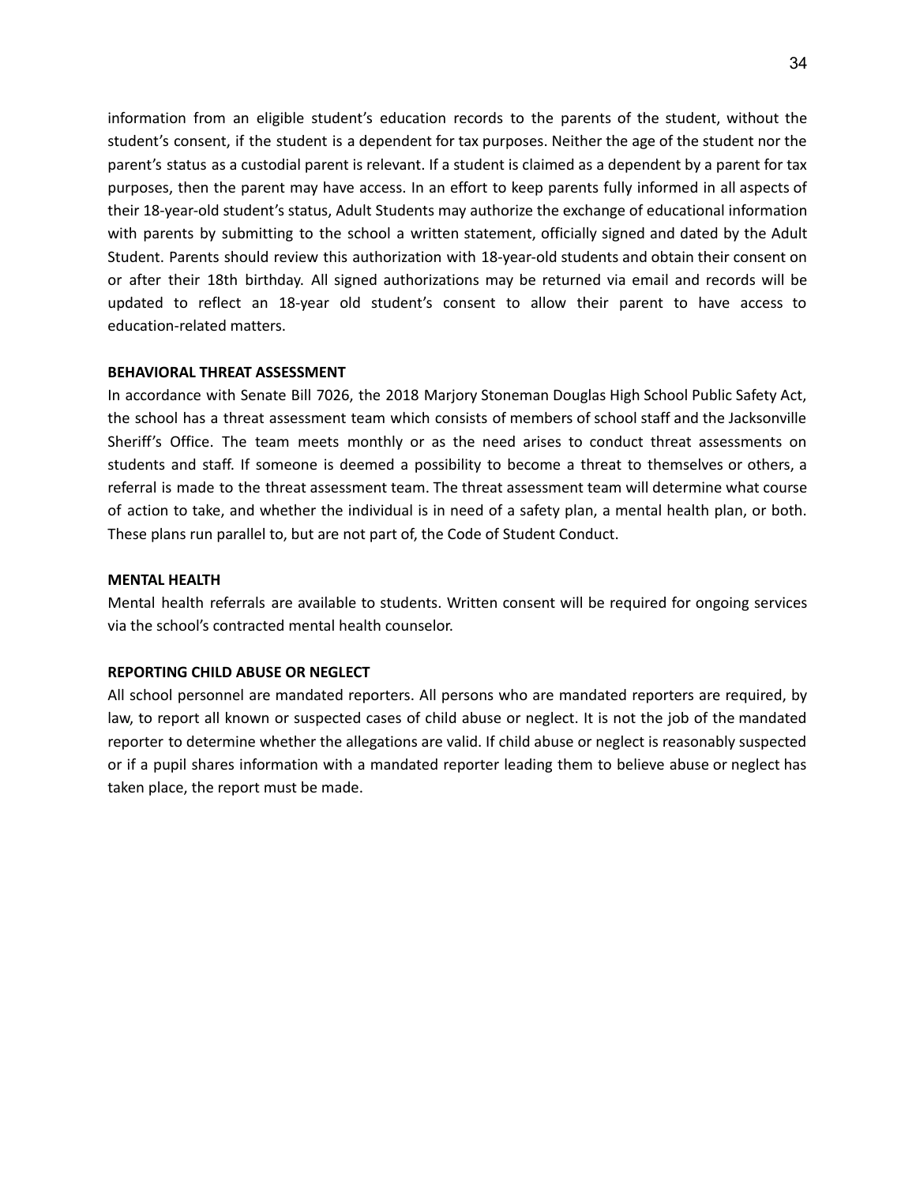information from an eligible student's education records to the parents of the student, without the student's consent, if the student is a dependent for tax purposes. Neither the age of the student nor the parent's status as a custodial parent is relevant. If a student is claimed as a dependent by a parent for tax purposes, then the parent may have access. In an effort to keep parents fully informed in all aspects of their 18-year-old student's status, Adult Students may authorize the exchange of educational information with parents by submitting to the school a written statement, officially signed and dated by the Adult Student. Parents should review this authorization with 18-year-old students and obtain their consent on or after their 18th birthday. All signed authorizations may be returned via email and records will be updated to reflect an 18-year old student's consent to allow their parent to have access to education-related matters.

**BEHAVIORAL THREAT ASSESSMENT**

In accordance with Senate Bill 7026, the 2018 Marjory Stoneman Douglas High School Public Safety Act, the school has a threat assessment team which consists of members of school staff and the Jacksonville Sheriff's Office. The team meets monthly or as the need arises to conduct threat assessments on students and staff. If someone is deemed a possibility to become a threat to themselves or others, a referral is made to the threat assessment team. The threat assessment team will determine what course of action to take, and whether the individual is in need of a safety plan, a mental health plan, or both. These plans run parallel to, but are not part of, the Code of Student Conduct.

**MENTAL HEALTH**

Mental health referrals are available to students. Written consent will be required for ongoing services via the school's contracted mental health counselor.

**REPORTING CHILD ABUSE OR NEGLECT**

All school personnel are mandated reporters. All persons who are mandated reporters are required, by law, to report all known or suspected cases of child abuse or neglect. It is not the job of the mandated reporter to determine whether the allegations are valid. If child abuse or neglect is reasonably suspected or if a pupil shares information with a mandated reporter leading them to believe abuse or neglect has taken place, the report must be made.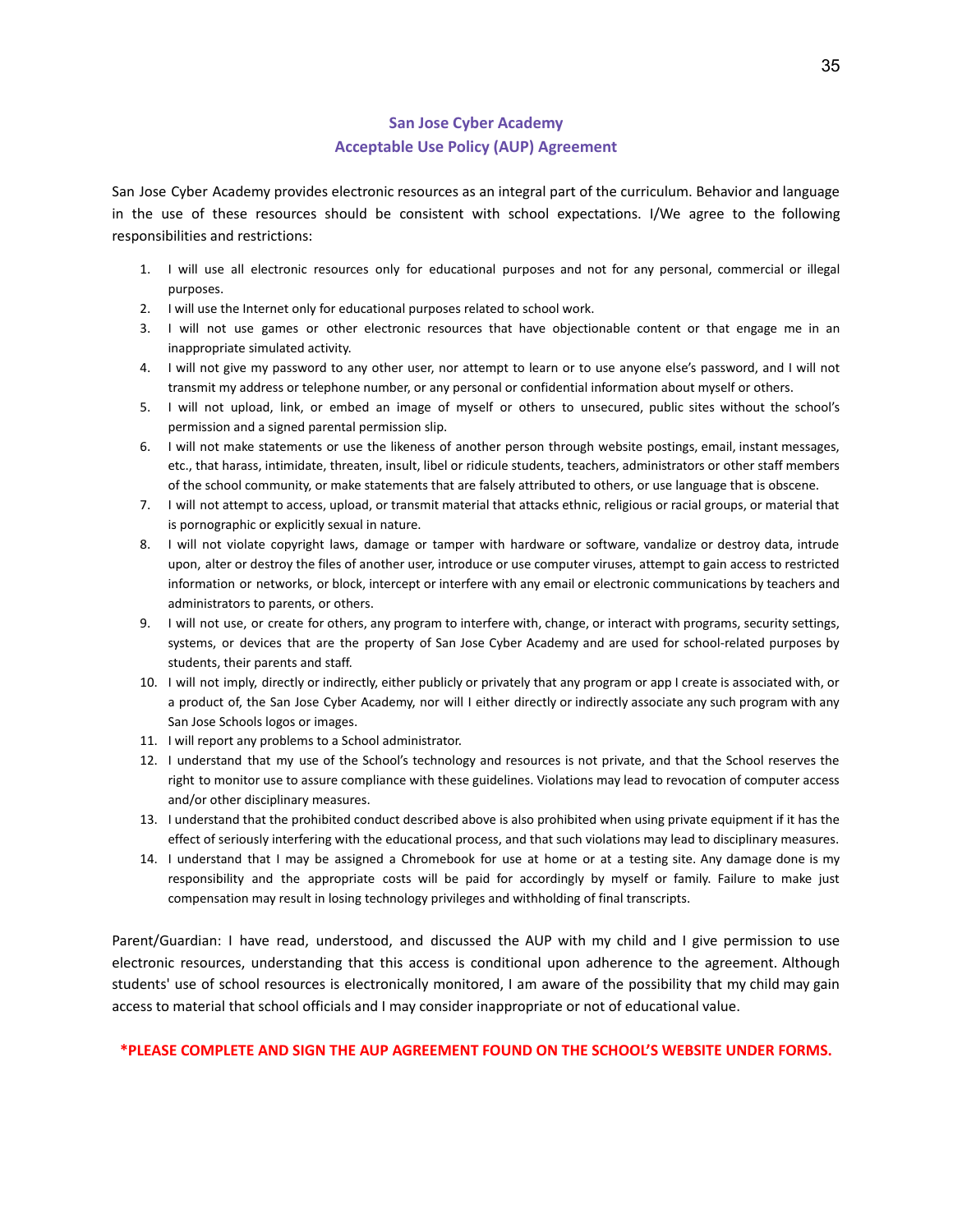## San Jose Cyber Academy
## Acceptable Use Policy (AUP) Agreement

San Jose Cyber Academy provides electronic resources as an integral part of the curriculum. Behavior and language in the use of these resources should be consistent with school expectations. I/We agree to the following responsibilities and restrictions:

1. I will use all electronic resources only for educational purposes and not for any personal, commercial or illegal purposes.
2. I will use the Internet only for educational purposes related to school work.
3. I will not use games or other electronic resources that have objectionable content or that engage me in an inappropriate simulated activity.
4. I will not give my password to any other user, nor attempt to learn or to use anyone else's password, and I will not transmit my address or telephone number, or any personal or confidential information about myself or others.
5. I will not upload, link, or embed an image of myself or others to unsecured, public sites without the school's permission and a signed parental permission slip.
6. I will not make statements or use the likeness of another person through website postings, email, instant messages, etc., that harass, intimidate, threaten, insult, libel or ridicule students, teachers, administrators or other staff members of the school community, or make statements that are falsely attributed to others, or use language that is obscene.
7. I will not attempt to access, upload, or transmit material that attacks ethnic, religious or racial groups, or material that is pornographic or explicitly sexual in nature.
8. I will not violate copyright laws, damage or tamper with hardware or software, vandalize or destroy data, intrude upon, alter or destroy the files of another user, introduce or use computer viruses, attempt to gain access to restricted information or networks, or block, intercept or interfere with any email or electronic communications by teachers and administrators to parents, or others.
9. I will not use, or create for others, any program to interfere with, change, or interact with programs, security settings, systems, or devices that are the property of San Jose Cyber Academy and are used for school-related purposes by students, their parents and staff.
10. I will not imply, directly or indirectly, either publicly or privately that any program or app I create is associated with, or a product of, the San Jose Cyber Academy, nor will I either directly or indirectly associate any such program with any San Jose Schools logos or images.
11. I will report any problems to a School administrator.
12. I understand that my use of the School's technology and resources is not private, and that the School reserves the right to monitor use to assure compliance with these guidelines. Violations may lead to revocation of computer access and/or other disciplinary measures.
13. I understand that the prohibited conduct described above is also prohibited when using private equipment if it has the effect of seriously interfering with the educational process, and that such violations may lead to disciplinary measures.
14. I understand that I may be assigned a Chromebook for use at home or at a testing site. Any damage done is my responsibility and the appropriate costs will be paid for accordingly by myself or family. Failure to make just compensation may result in losing technology privileges and withholding of final transcripts.

Parent/Guardian: I have read, understood, and discussed the AUP with my child and I give permission to use electronic resources, understanding that this access is conditional upon adherence to the agreement. Although students' use of school resources is electronically monitored, I am aware of the possibility that my child may gain access to material that school officials and I may consider inappropriate or not of educational value.

**\*PLEASE COMPLETE AND SIGN THE AUP AGREEMENT FOUND ON THE SCHOOL'S WEBSITE UNDER FORMS.**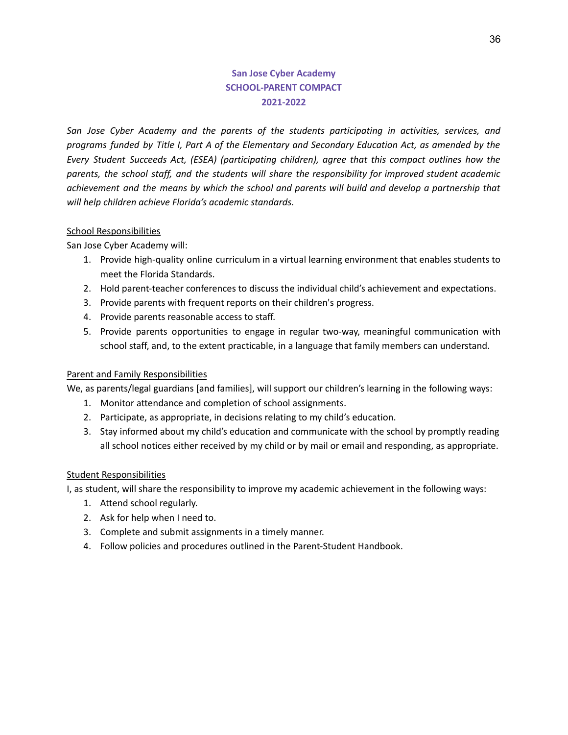**San Jose Cyber Academy**
**SCHOOL-PARENT COMPACT**
**2021-2022**

*San Jose Cyber Academy and the parents of the students participating in activities, services, and programs funded by Title I, Part A of the Elementary and Secondary Education Act, as amended by the Every Student Succeeds Act, (ESEA) (participating children), agree that this compact outlines how the parents, the school staff, and the students will share the responsibility for improved student academic achievement and the means by which the school and parents will build and develop a partnership that will help children achieve Florida's academic standards.*

<u>School Responsibilities</u>

San Jose Cyber Academy will:

1. Provide high-quality online curriculum in a virtual learning environment that enables students to meet the Florida Standards.
2. Hold parent-teacher conferences to discuss the individual child's achievement and expectations.
3. Provide parents with frequent reports on their children's progress.
4. Provide parents reasonable access to staff.
5. Provide parents opportunities to engage in regular two-way, meaningful communication with school staff, and, to the extent practicable, in a language that family members can understand.

<u>Parent and Family Responsibilities</u>

We, as parents/legal guardians [and families], will support our children's learning in the following ways:

1. Monitor attendance and completion of school assignments.
2. Participate, as appropriate, in decisions relating to my child's education.
3. Stay informed about my child's education and communicate with the school by promptly reading all school notices either received by my child or by mail or email and responding, as appropriate.

<u>Student Responsibilities</u>

I, as student, will share the responsibility to improve my academic achievement in the following ways:

1. Attend school regularly.
2. Ask for help when I need to.
3. Complete and submit assignments in a timely manner.
4. Follow policies and procedures outlined in the Parent-Student Handbook.